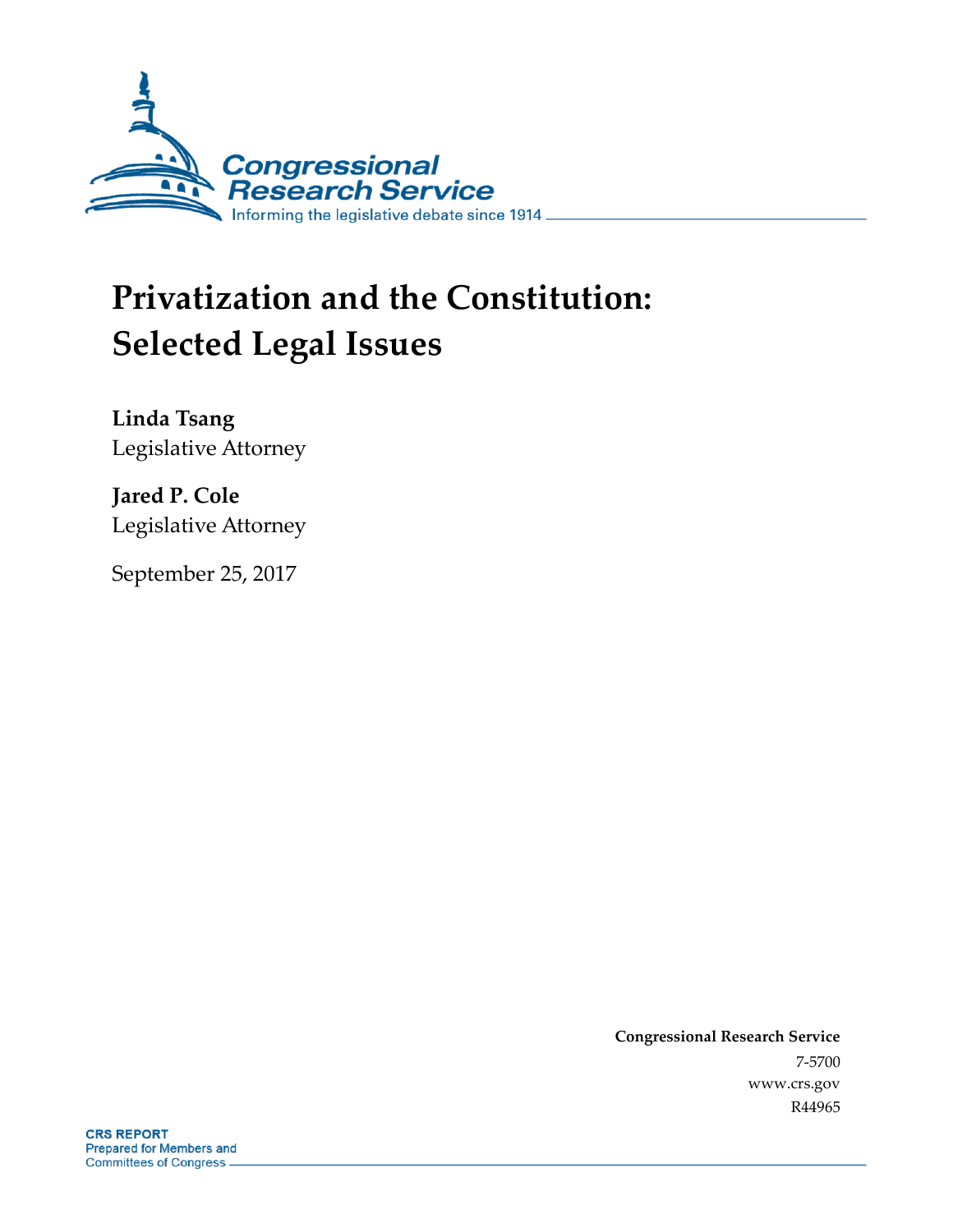Congressional Research Service

Informing the legislative debate since 1914

# Privatization and the Constitution: Selected Legal Issues

**Linda Tsang**
Legislative Attorney

**Jared P. Cole**
Legislative Attorney

September 25, 2017

**Congressional Research Service**
7-5700
www.crs.gov
R44965

**CRS REPORT**
Prepared for Members and
Committees of Congress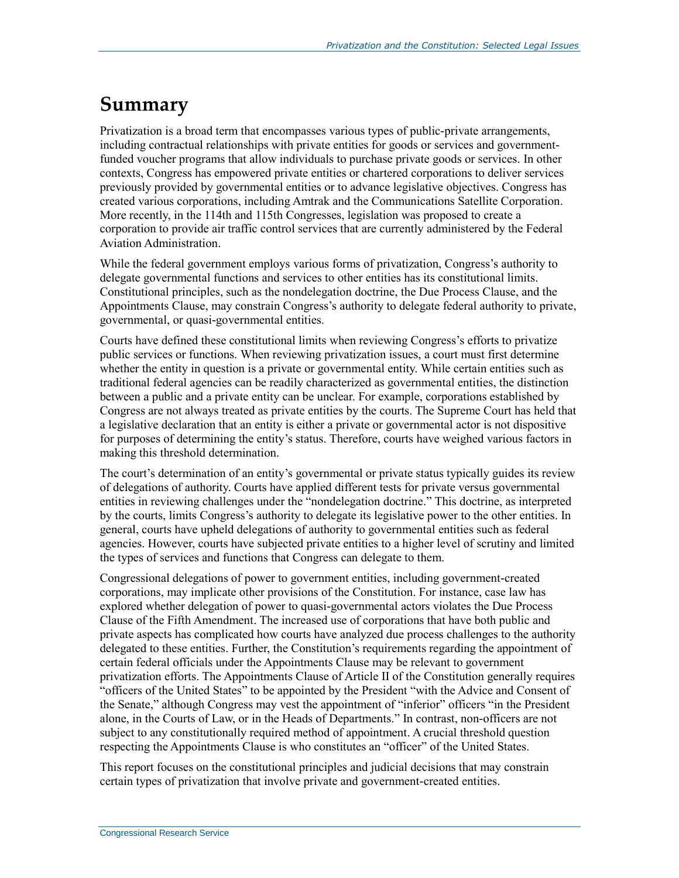# Summary

Privatization is a broad term that encompasses various types of public-private arrangements, including contractual relationships with private entities for goods or services and government-funded voucher programs that allow individuals to purchase private goods or services. In other contexts, Congress has empowered private entities or chartered corporations to deliver services previously provided by governmental entities or to advance legislative objectives. Congress has created various corporations, including Amtrak and the Communications Satellite Corporation. More recently, in the 114th and 115th Congresses, legislation was proposed to create a corporation to provide air traffic control services that are currently administered by the Federal Aviation Administration.

While the federal government employs various forms of privatization, Congress's authority to delegate governmental functions and services to other entities has its constitutional limits. Constitutional principles, such as the nondelegation doctrine, the Due Process Clause, and the Appointments Clause, may constrain Congress's authority to delegate federal authority to private, governmental, or quasi-governmental entities.

Courts have defined these constitutional limits when reviewing Congress's efforts to privatize public services or functions. When reviewing privatization issues, a court must first determine whether the entity in question is a private or governmental entity. While certain entities such as traditional federal agencies can be readily characterized as governmental entities, the distinction between a public and a private entity can be unclear. For example, corporations established by Congress are not always treated as private entities by the courts. The Supreme Court has held that a legislative declaration that an entity is either a private or governmental actor is not dispositive for purposes of determining the entity's status. Therefore, courts have weighed various factors in making this threshold determination.

The court's determination of an entity's governmental or private status typically guides its review of delegations of authority. Courts have applied different tests for private versus governmental entities in reviewing challenges under the "nondelegation doctrine." This doctrine, as interpreted by the courts, limits Congress's authority to delegate its legislative power to the other entities. In general, courts have upheld delegations of authority to governmental entities such as federal agencies. However, courts have subjected private entities to a higher level of scrutiny and limited the types of services and functions that Congress can delegate to them.

Congressional delegations of power to government entities, including government-created corporations, may implicate other provisions of the Constitution. For instance, case law has explored whether delegation of power to quasi-governmental actors violates the Due Process Clause of the Fifth Amendment. The increased use of corporations that have both public and private aspects has complicated how courts have analyzed due process challenges to the authority delegated to these entities. Further, the Constitution's requirements regarding the appointment of certain federal officials under the Appointments Clause may be relevant to government privatization efforts. The Appointments Clause of Article II of the Constitution generally requires "officers of the United States" to be appointed by the President "with the Advice and Consent of the Senate," although Congress may vest the appointment of "inferior" officers "in the President alone, in the Courts of Law, or in the Heads of Departments." In contrast, non-officers are not subject to any constitutionally required method of appointment. A crucial threshold question respecting the Appointments Clause is who constitutes an "officer" of the United States.

This report focuses on the constitutional principles and judicial decisions that may constrain certain types of privatization that involve private and government-created entities.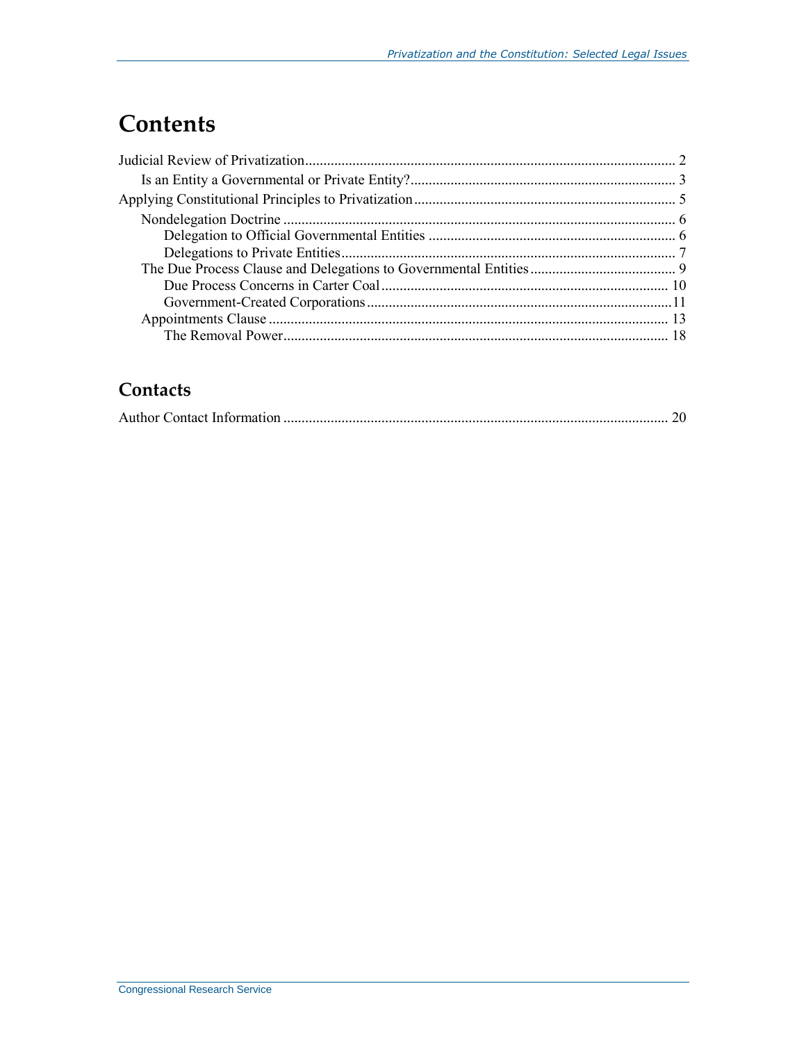# Contents

Judicial Review of Privatization ..................................................................................................... 2

Is an Entity a Governmental or Private Entity? ........................................................................ 3

Applying Constitutional Principles to Privatization ....................................................................... 5

Nondelegation Doctrine ........................................................................................................... 6

Delegation to Official Governmental Entities ................................................................... 6

Delegations to Private Entities ........................................................................................... 7

The Due Process Clause and Delegations to Governmental Entities ........................................ 9

Due Process Concerns in Carter Coal .............................................................................. 10

Government-Created Corporations ...................................................................................11

Appointments Clause ............................................................................................................. 13

The Removal Power......................................................................................................... 18

## Contacts

Author Contact Information ......................................................................................................... 20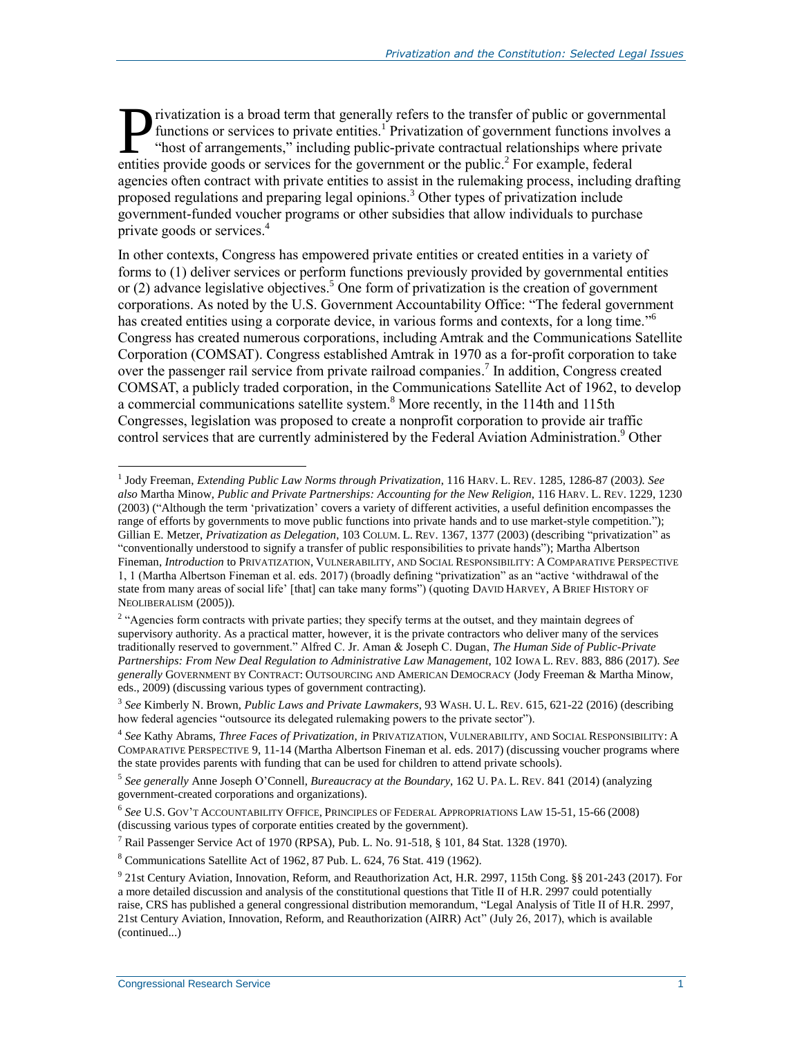Privatization is a broad term that generally refers to the transfer of public or governmental functions or services to private entities.[1] Privatization of government functions involves a "host of arrangements," including public-private contractual relationships where private entities provide goods or services for the government or the public.[2] For example, federal agencies often contract with private entities to assist in the rulemaking process, including drafting proposed regulations and preparing legal opinions.[3] Other types of privatization include government-funded voucher programs or other subsidies that allow individuals to purchase private goods or services.[4]

In other contexts, Congress has empowered private entities or created entities in a variety of forms to (1) deliver services or perform functions previously provided by governmental entities or (2) advance legislative objectives.[5] One form of privatization is the creation of government corporations. As noted by the U.S. Government Accountability Office: "The federal government has created entities using a corporate device, in various forms and contexts, for a long time."[6] Congress has created numerous corporations, including Amtrak and the Communications Satellite Corporation (COMSAT). Congress established Amtrak in 1970 as a for-profit corporation to take over the passenger rail service from private railroad companies.[7] In addition, Congress created COMSAT, a publicly traded corporation, in the Communications Satellite Act of 1962, to develop a commercial communications satellite system.[8] More recently, in the 114th and 115th Congresses, legislation was proposed to create a nonprofit corporation to provide air traffic control services that are currently administered by the Federal Aviation Administration.[9] Other

---

[1] Jody Freeman, *Extending Public Law Norms through Privatization*, 116 HARV. L. REV. 1285, 1286-87 (2003). *See also* Martha Minow, *Public and Private Partnerships: Accounting for the New Religion*, 116 HARV. L. REV. 1229, 1230 (2003) ("Although the term 'privatization' covers a variety of different activities, a useful definition encompasses the range of efforts by governments to move public functions into private hands and to use market-style competition."); Gillian E. Metzer, *Privatization as Delegation*, 103 COLUM. L. REV. 1367, 1377 (2003) (describing "privatization" as "conventionally understood to signify a transfer of public responsibilities to private hands"); Martha Albertson Fineman, *Introduction* to PRIVATIZATION, VULNERABILITY, AND SOCIAL RESPONSIBILITY: A COMPARATIVE PERSPECTIVE 1, 1 (Martha Albertson Fineman et al. eds. 2017) (broadly defining "privatization" as an "active 'withdrawal of the state from many areas of social life' [that] can take many forms") (quoting DAVID HARVEY, A BRIEF HISTORY OF NEOLIBERALISM (2005)).

[2] "Agencies form contracts with private parties; they specify terms at the outset, and they maintain degrees of supervisory authority. As a practical matter, however, it is the private contractors who deliver many of the services traditionally reserved to government." Alfred C. Jr. Aman & Joseph C. Dugan, *The Human Side of Public-Private Partnerships: From New Deal Regulation to Administrative Law Management*, 102 IOWA L. REV. 883, 886 (2017). *See generally* GOVERNMENT BY CONTRACT: OUTSOURCING AND AMERICAN DEMOCRACY (Jody Freeman & Martha Minow, eds., 2009) (discussing various types of government contracting).

[3] *See* Kimberly N. Brown, *Public Laws and Private Lawmakers*, 93 WASH. U. L. REV. 615, 621-22 (2016) (describing how federal agencies "outsource its delegated rulemaking powers to the private sector").

[4] *See* Kathy Abrams, *Three Faces of Privatization*, *in* PRIVATIZATION, VULNERABILITY, AND SOCIAL RESPONSIBILITY: A COMPARATIVE PERSPECTIVE 9, 11-14 (Martha Albertson Fineman et al. eds. 2017) (discussing voucher programs where the state provides parents with funding that can be used for children to attend private schools).

[5] *See generally* Anne Joseph O'Connell, *Bureaucracy at the Boundary*, 162 U. PA. L. REV. 841 (2014) (analyzing government-created corporations and organizations).

[6] *See* U.S. GOV'T ACCOUNTABILITY OFFICE, PRINCIPLES OF FEDERAL APPROPRIATIONS LAW 15-51, 15-66 (2008) (discussing various types of corporate entities created by the government).

[7] Rail Passenger Service Act of 1970 (RPSA), Pub. L. No. 91-518, § 101, 84 Stat. 1328 (1970).

[8] Communications Satellite Act of 1962, 87 Pub. L. 624, 76 Stat. 419 (1962).

[9] 21st Century Aviation, Innovation, Reform, and Reauthorization Act, H.R. 2997, 115th Cong. §§ 201-243 (2017). For a more detailed discussion and analysis of the constitutional questions that Title II of H.R. 2997 could potentially raise, CRS has published a general congressional distribution memorandum, "Legal Analysis of Title II of H.R. 2997, 21st Century Aviation, Innovation, Reform, and Reauthorization (AIRR) Act" (July 26, 2017), which is available (continued...)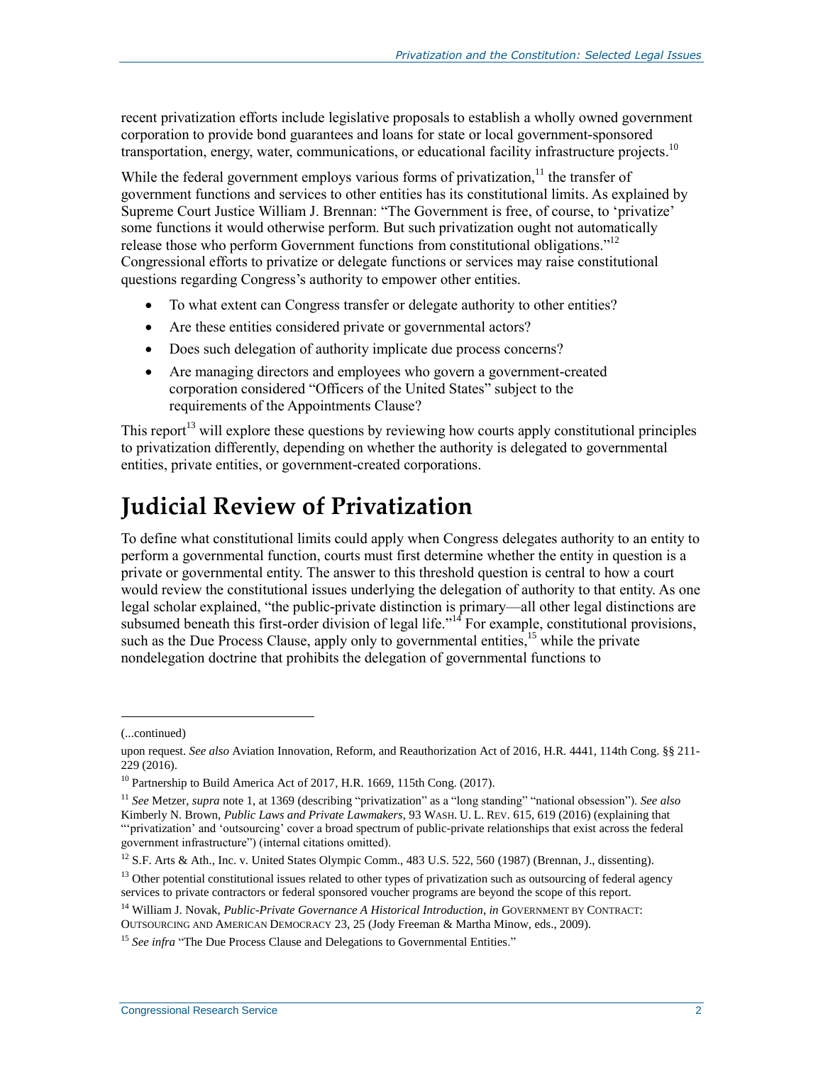recent privatization efforts include legislative proposals to establish a wholly owned government corporation to provide bond guarantees and loans for state or local government-sponsored transportation, energy, water, communications, or educational facility infrastructure projects.[10]

While the federal government employs various forms of privatization,[11] the transfer of government functions and services to other entities has its constitutional limits. As explained by Supreme Court Justice William J. Brennan: "The Government is free, of course, to 'privatize' some functions it would otherwise perform. But such privatization ought not automatically release those who perform Government functions from constitutional obligations."[12] Congressional efforts to privatize or delegate functions or services may raise constitutional questions regarding Congress's authority to empower other entities.

- To what extent can Congress transfer or delegate authority to other entities?
- Are these entities considered private or governmental actors?
- Does such delegation of authority implicate due process concerns?
- Are managing directors and employees who govern a government-created corporation considered "Officers of the United States" subject to the requirements of the Appointments Clause?

This report[13] will explore these questions by reviewing how courts apply constitutional principles to privatization differently, depending on whether the authority is delegated to governmental entities, private entities, or government-created corporations.

# Judicial Review of Privatization

To define what constitutional limits could apply when Congress delegates authority to an entity to perform a governmental function, courts must first determine whether the entity in question is a private or governmental entity. The answer to this threshold question is central to how a court would review the constitutional issues underlying the delegation of authority to that entity. As one legal scholar explained, "the public-private distinction is primary—all other legal distinctions are subsumed beneath this first-order division of legal life."[14] For example, constitutional provisions, such as the Due Process Clause, apply only to governmental entities,[15] while the private nondelegation doctrine that prohibits the delegation of governmental functions to

---

(...continued)

upon request. *See also* Aviation Innovation, Reform, and Reauthorization Act of 2016, H.R. 4441, 114th Cong. §§ 211-229 (2016).

[10] Partnership to Build America Act of 2017, H.R. 1669, 115th Cong. (2017).

[11] *See* Metzer, *supra* note 1, at 1369 (describing "privatization" as a "long standing" "national obsession"). *See also* Kimberly N. Brown, *Public Laws and Private Lawmakers*, 93 WASH. U. L. REV. 615, 619 (2016) (explaining that "'privatization' and 'outsourcing' cover a broad spectrum of public-private relationships that exist across the federal government infrastructure") (internal citations omitted).

[12] S.F. Arts & Ath., Inc. v. United States Olympic Comm., 483 U.S. 522, 560 (1987) (Brennan, J., dissenting).

[13] Other potential constitutional issues related to other types of privatization such as outsourcing of federal agency services to private contractors or federal sponsored voucher programs are beyond the scope of this report.

[14] William J. Novak, *Public-Private Governance A Historical Introduction*, *in* GOVERNMENT BY CONTRACT: OUTSOURCING AND AMERICAN DEMOCRACY 23, 25 (Jody Freeman & Martha Minow, eds., 2009).

[15] *See infra* "The Due Process Clause and Delegations to Governmental Entities."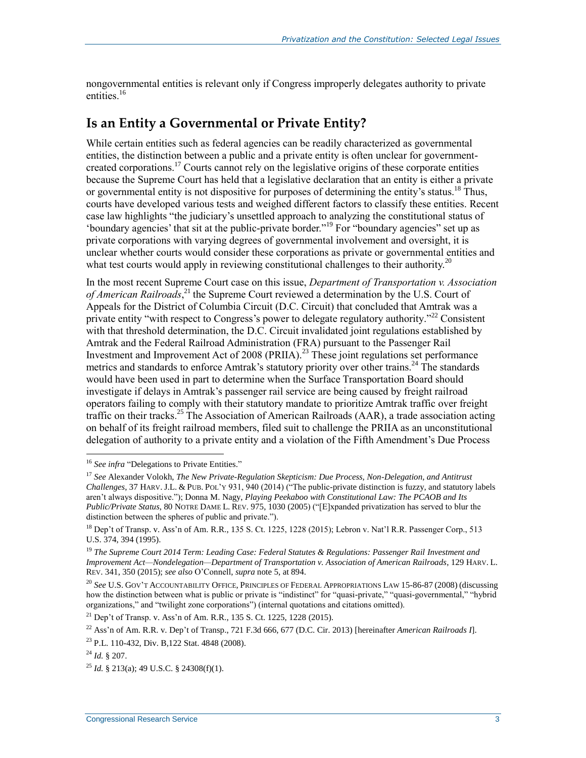nongovernmental entities is relevant only if Congress improperly delegates authority to private entities.[16]

## Is an Entity a Governmental or Private Entity?

While certain entities such as federal agencies can be readily characterized as governmental entities, the distinction between a public and a private entity is often unclear for government-created corporations.[17] Courts cannot rely on the legislative origins of these corporate entities because the Supreme Court has held that a legislative declaration that an entity is either a private or governmental entity is not dispositive for purposes of determining the entity's status.[18] Thus, courts have developed various tests and weighed different factors to classify these entities. Recent case law highlights "the judiciary's unsettled approach to analyzing the constitutional status of 'boundary agencies' that sit at the public-private border."[19] For "boundary agencies" set up as private corporations with varying degrees of governmental involvement and oversight, it is unclear whether courts would consider these corporations as private or governmental entities and what test courts would apply in reviewing constitutional challenges to their authority.[20]

In the most recent Supreme Court case on this issue, *Department of Transportation v. Association of American Railroads*,[21] the Supreme Court reviewed a determination by the U.S. Court of Appeals for the District of Columbia Circuit (D.C. Circuit) that concluded that Amtrak was a private entity "with respect to Congress's power to delegate regulatory authority."[22] Consistent with that threshold determination, the D.C. Circuit invalidated joint regulations established by Amtrak and the Federal Railroad Administration (FRA) pursuant to the Passenger Rail Investment and Improvement Act of 2008 (PRIIA).[23] These joint regulations set performance metrics and standards to enforce Amtrak's statutory priority over other trains.[24] The standards would have been used in part to determine when the Surface Transportation Board should investigate if delays in Amtrak's passenger rail service are being caused by freight railroad operators failing to comply with their statutory mandate to prioritize Amtrak traffic over freight traffic on their tracks.[25] The Association of American Railroads (AAR), a trade association acting on behalf of its freight railroad members, filed suit to challenge the PRIIA as an unconstitutional delegation of authority to a private entity and a violation of the Fifth Amendment's Due Process

---

[16] *See infra* "Delegations to Private Entities."

[17] *See* Alexander Volokh, *The New Private-Regulation Skepticism: Due Process, Non-Delegation, and Antitrust Challenges*, 37 HARV. J.L. & PUB. POL'Y 931, 940 (2014) ("The public-private distinction is fuzzy, and statutory labels aren't always dispositive."); Donna M. Nagy, *Playing Peekaboo with Constitutional Law: The PCAOB and Its Public/Private Status*, 80 NOTRE DAME L. REV. 975, 1030 (2005) ("[E]xpanded privatization has served to blur the distinction between the spheres of public and private.").

[18] Dep't of Transp. v. Ass'n of Am. R.R., 135 S. Ct. 1225, 1228 (2015); Lebron v. Nat'l R.R. Passenger Corp., 513 U.S. 374, 394 (1995).

[19] *The Supreme Court 2014 Term: Leading Case: Federal Statutes & Regulations: Passenger Rail Investment and Improvement Act—Nondelegation—Department of Transportation v. Association of American Railroads*, 129 HARV. L. REV. 341, 350 (2015); *see also* O'Connell, *supra* note 5, at 894.

[20] *See* U.S. GOV'T ACCOUNTABILITY OFFICE, PRINCIPLES OF FEDERAL APPROPRIATIONS LAW 15-86-87 (2008) (discussing how the distinction between what is public or private is "indistinct" for "quasi-private," "quasi-governmental," "hybrid organizations," and "twilight zone corporations") (internal quotations and citations omitted).

[21] Dep't of Transp. v. Ass'n of Am. R.R., 135 S. Ct. 1225, 1228 (2015).

[22] Ass'n of Am. R.R. v. Dep't of Transp., 721 F.3d 666, 677 (D.C. Cir. 2013) [hereinafter *American Railroads I*].

[23] P.L. 110-432, Div. B,122 Stat. 4848 (2008).

[24] *Id.* § 207.

[25] *Id.* § 213(a); 49 U.S.C. § 24308(f)(1).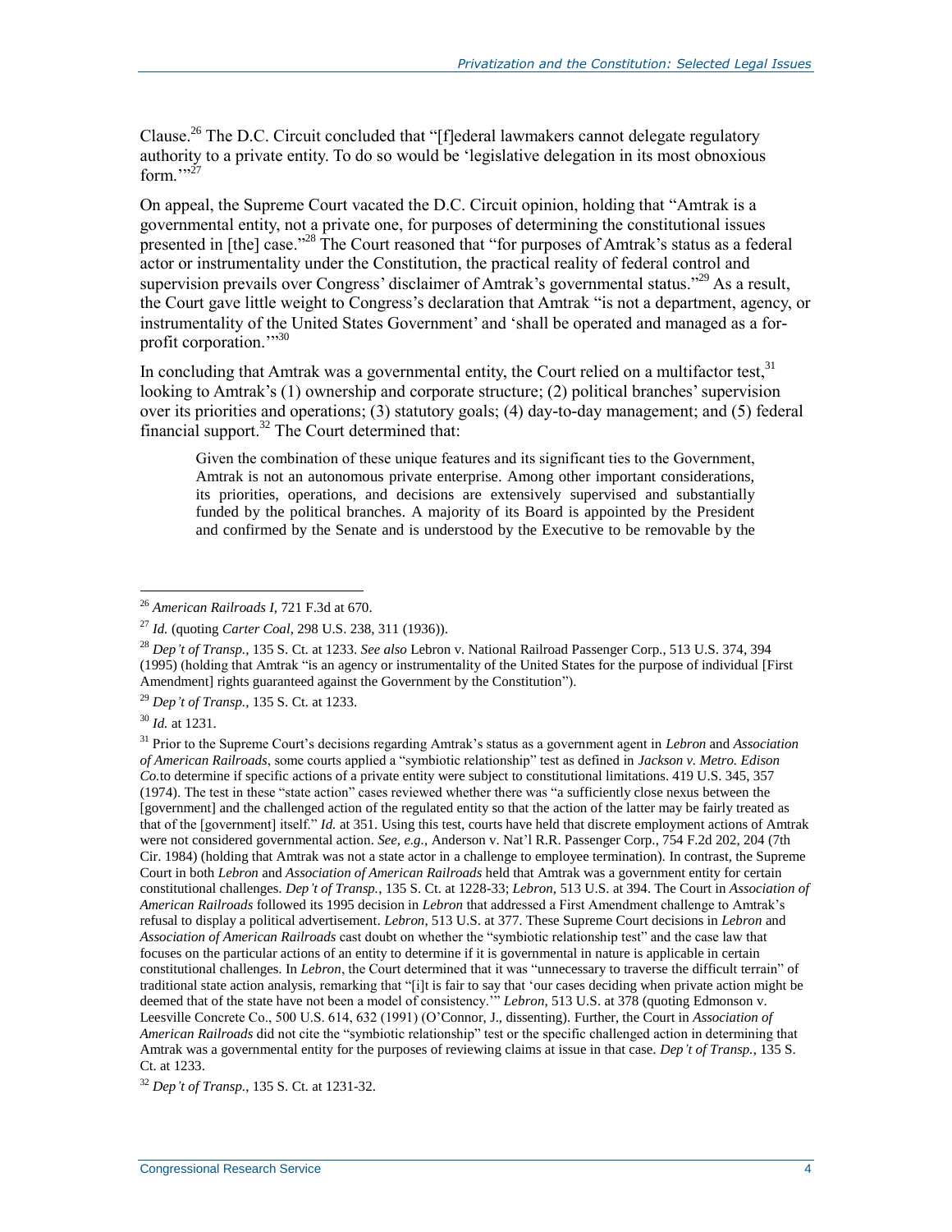Clause.[26] The D.C. Circuit concluded that "[f]ederal lawmakers cannot delegate regulatory authority to a private entity. To do so would be 'legislative delegation in its most obnoxious form.'"[27]

On appeal, the Supreme Court vacated the D.C. Circuit opinion, holding that "Amtrak is a governmental entity, not a private one, for purposes of determining the constitutional issues presented in [the] case."[28] The Court reasoned that "for purposes of Amtrak's status as a federal actor or instrumentality under the Constitution, the practical reality of federal control and supervision prevails over Congress' disclaimer of Amtrak's governmental status."[29] As a result, the Court gave little weight to Congress's declaration that Amtrak "is not a department, agency, or instrumentality of the United States Government' and 'shall be operated and managed as a for-profit corporation.'"[30]

In concluding that Amtrak was a governmental entity, the Court relied on a multifactor test,[31] looking to Amtrak's (1) ownership and corporate structure; (2) political branches' supervision over its priorities and operations; (3) statutory goals; (4) day-to-day management; and (5) federal financial support.[32] The Court determined that:

> Given the combination of these unique features and its significant ties to the Government, Amtrak is not an autonomous private enterprise. Among other important considerations, its priorities, operations, and decisions are extensively supervised and substantially funded by the political branches. A majority of its Board is appointed by the President and confirmed by the Senate and is understood by the Executive to be removable by the

---

[26] *American Railroads I*, 721 F.3d at 670.

[27] *Id.* (quoting *Carter Coal*, 298 U.S. 238, 311 (1936)).

[28] *Dep't of Transp.*, 135 S. Ct. at 1233. *See also* Lebron v. National Railroad Passenger Corp., 513 U.S. 374, 394 (1995) (holding that Amtrak "is an agency or instrumentality of the United States for the purpose of individual [First Amendment] rights guaranteed against the Government by the Constitution").

[29] *Dep't of Transp.*, 135 S. Ct. at 1233.

[30] *Id.* at 1231.

[31] Prior to the Supreme Court's decisions regarding Amtrak's status as a government agent in *Lebron* and *Association of American Railroads*, some courts applied a "symbiotic relationship" test as defined in *Jackson v. Metro. Edison Co.*to determine if specific actions of a private entity were subject to constitutional limitations. 419 U.S. 345, 357 (1974). The test in these "state action" cases reviewed whether there was "a sufficiently close nexus between the [government] and the challenged action of the regulated entity so that the action of the latter may be fairly treated as that of the [government] itself." *Id.* at 351. Using this test, courts have held that discrete employment actions of Amtrak were not considered governmental action. *See, e.g.*, Anderson v. Nat'l R.R. Passenger Corp., 754 F.2d 202, 204 (7th Cir. 1984) (holding that Amtrak was not a state actor in a challenge to employee termination). In contrast, the Supreme Court in both *Lebron* and *Association of American Railroads* held that Amtrak was a government entity for certain constitutional challenges. *Dep't of Transp.*, 135 S. Ct. at 1228-33; *Lebron*, 513 U.S. at 394. The Court in *Association of American Railroads* followed its 1995 decision in *Lebron* that addressed a First Amendment challenge to Amtrak's refusal to display a political advertisement. *Lebron*, 513 U.S. at 377. These Supreme Court decisions in *Lebron* and *Association of American Railroads* cast doubt on whether the "symbiotic relationship test" and the case law that focuses on the particular actions of an entity to determine if it is governmental in nature is applicable in certain constitutional challenges. In *Lebron*, the Court determined that it was "unnecessary to traverse the difficult terrain" of traditional state action analysis, remarking that "[i]t is fair to say that 'our cases deciding when private action might be deemed that of the state have not been a model of consistency.'" *Lebron*, 513 U.S. at 378 (quoting Edmonson v. Leesville Concrete Co., 500 U.S. 614, 632 (1991) (O'Connor, J., dissenting). Further, the Court in *Association of American Railroads* did not cite the "symbiotic relationship" test or the specific challenged action in determining that Amtrak was a governmental entity for the purposes of reviewing claims at issue in that case. *Dep't of Transp.*, 135 S. Ct. at 1233.

[32] *Dep't of Transp.*, 135 S. Ct. at 1231-32.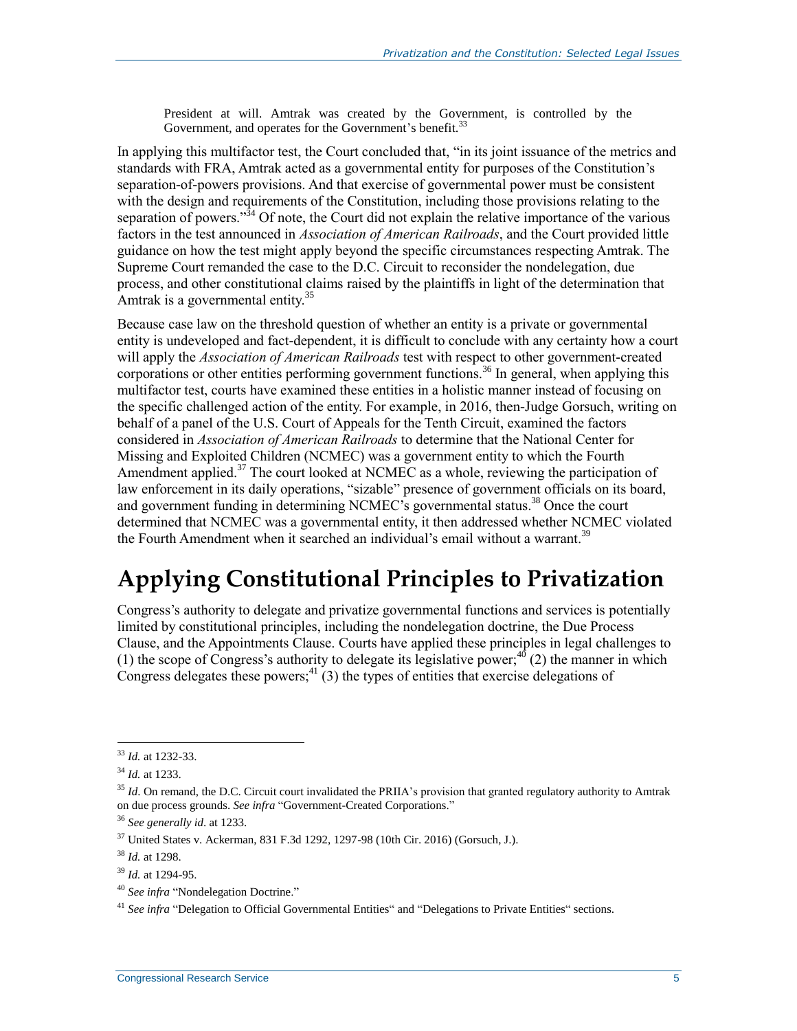> President at will. Amtrak was created by the Government, is controlled by the Government, and operates for the Government's benefit.[33]

In applying this multifactor test, the Court concluded that, "in its joint issuance of the metrics and standards with FRA, Amtrak acted as a governmental entity for purposes of the Constitution's separation-of-powers provisions. And that exercise of governmental power must be consistent with the design and requirements of the Constitution, including those provisions relating to the separation of powers."[34] Of note, the Court did not explain the relative importance of the various factors in the test announced in *Association of American Railroads*, and the Court provided little guidance on how the test might apply beyond the specific circumstances respecting Amtrak. The Supreme Court remanded the case to the D.C. Circuit to reconsider the nondelegation, due process, and other constitutional claims raised by the plaintiffs in light of the determination that Amtrak is a governmental entity.[35]

Because case law on the threshold question of whether an entity is a private or governmental entity is undeveloped and fact-dependent, it is difficult to conclude with any certainty how a court will apply the *Association of American Railroads* test with respect to other government-created corporations or other entities performing government functions.[36] In general, when applying this multifactor test, courts have examined these entities in a holistic manner instead of focusing on the specific challenged action of the entity. For example, in 2016, then-Judge Gorsuch, writing on behalf of a panel of the U.S. Court of Appeals for the Tenth Circuit, examined the factors considered in *Association of American Railroads* to determine that the National Center for Missing and Exploited Children (NCMEC) was a government entity to which the Fourth Amendment applied.[37] The court looked at NCMEC as a whole, reviewing the participation of law enforcement in its daily operations, "sizable" presence of government officials on its board, and government funding in determining NCMEC's governmental status.[38] Once the court determined that NCMEC was a governmental entity, it then addressed whether NCMEC violated the Fourth Amendment when it searched an individual's email without a warrant.[39]

# Applying Constitutional Principles to Privatization

Congress's authority to delegate and privatize governmental functions and services is potentially limited by constitutional principles, including the nondelegation doctrine, the Due Process Clause, and the Appointments Clause. Courts have applied these principles in legal challenges to (1) the scope of Congress's authority to delegate its legislative power;[40] (2) the manner in which Congress delegates these powers;[41] (3) the types of entities that exercise delegations of

---

[33] *Id.* at 1232-33.

[34] *Id.* at 1233.

[35] *Id*. On remand, the D.C. Circuit court invalidated the PRIIA's provision that granted regulatory authority to Amtrak on due process grounds. *See infra* "Government-Created Corporations."

[36] *See generally id*. at 1233.

[37] United States v. Ackerman, 831 F.3d 1292, 1297-98 (10th Cir. 2016) (Gorsuch, J.).

[38] *Id.* at 1298.

[39] *Id.* at 1294-95.

[40] *See infra* "Nondelegation Doctrine."

[41] *See infra* "Delegation to Official Governmental Entities" and "Delegations to Private Entities" sections.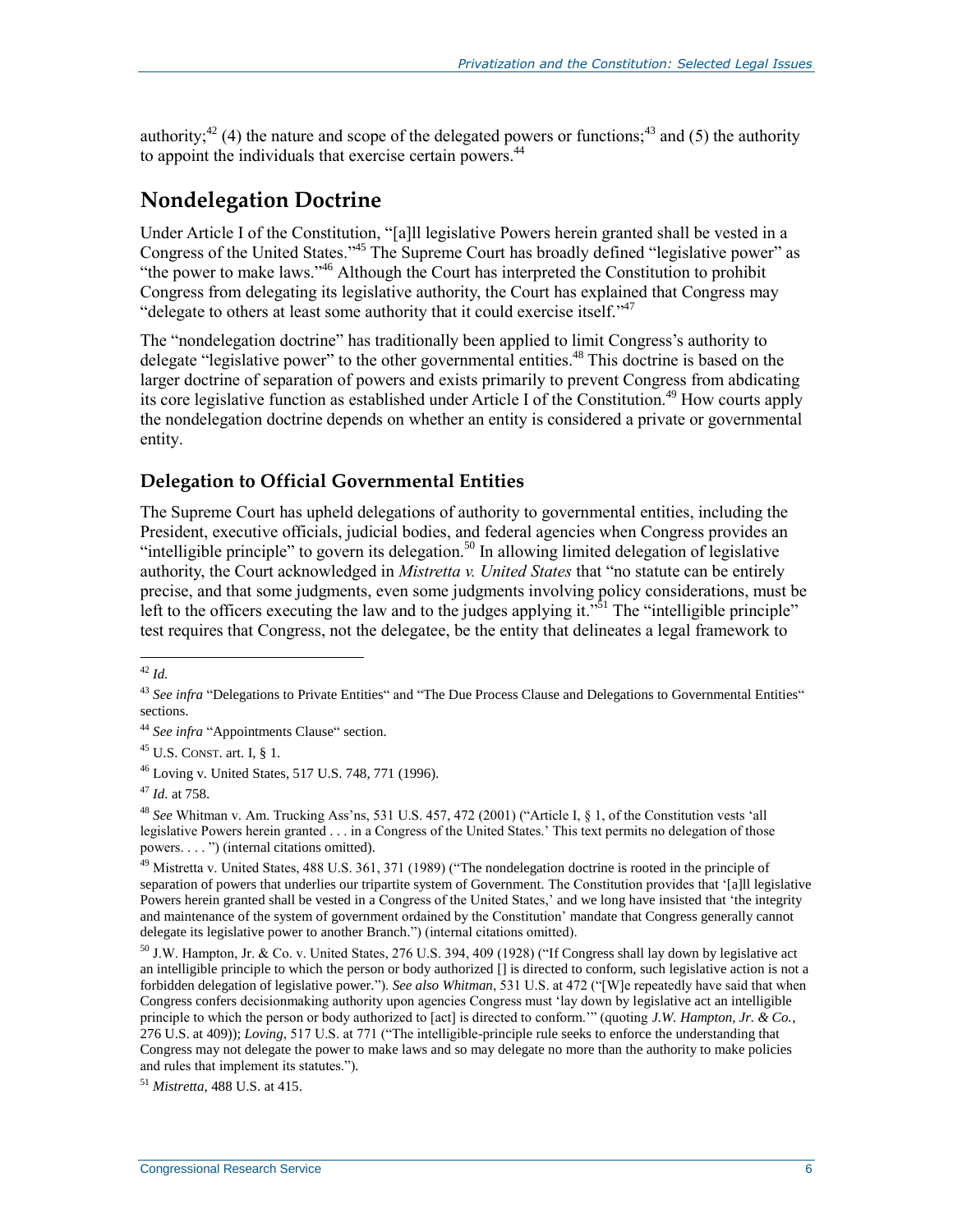authority;[42] (4) the nature and scope of the delegated powers or functions;[43] and (5) the authority to appoint the individuals that exercise certain powers.[44]

## Nondelegation Doctrine

Under Article I of the Constitution, "[a]ll legislative Powers herein granted shall be vested in a Congress of the United States."[45] The Supreme Court has broadly defined "legislative power" as "the power to make laws."[46] Although the Court has interpreted the Constitution to prohibit Congress from delegating its legislative authority, the Court has explained that Congress may "delegate to others at least some authority that it could exercise itself."[47]

The "nondelegation doctrine" has traditionally been applied to limit Congress's authority to delegate "legislative power" to the other governmental entities.[48] This doctrine is based on the larger doctrine of separation of powers and exists primarily to prevent Congress from abdicating its core legislative function as established under Article I of the Constitution.[49] How courts apply the nondelegation doctrine depends on whether an entity is considered a private or governmental entity.

### Delegation to Official Governmental Entities

The Supreme Court has upheld delegations of authority to governmental entities, including the President, executive officials, judicial bodies, and federal agencies when Congress provides an "intelligible principle" to govern its delegation.[50] In allowing limited delegation of legislative authority, the Court acknowledged in *Mistretta v. United States* that "no statute can be entirely precise, and that some judgments, even some judgments involving policy considerations, must be left to the officers executing the law and to the judges applying it."[51] The "intelligible principle" test requires that Congress, not the delegatee, be the entity that delineates a legal framework to

---

[42] *Id.*

[43] *See infra* "Delegations to Private Entities" and "The Due Process Clause and Delegations to Governmental Entities" sections.

[44] *See infra* "Appointments Clause" section.

[45] U.S. CONST. art. I, § 1.

[46] Loving v. United States, 517 U.S. 748, 771 (1996).

[47] *Id*. at 758.

[48] *See* Whitman v. Am. Trucking Ass'ns, 531 U.S. 457, 472 (2001) ("Article I, § 1, of the Constitution vests 'all legislative Powers herein granted . . . in a Congress of the United States.' This text permits no delegation of those powers. . . . ") (internal citations omitted).

[49] Mistretta v. United States, 488 U.S. 361, 371 (1989) ("The nondelegation doctrine is rooted in the principle of separation of powers that underlies our tripartite system of Government. The Constitution provides that '[a]ll legislative Powers herein granted shall be vested in a Congress of the United States,' and we long have insisted that 'the integrity and maintenance of the system of government ordained by the Constitution' mandate that Congress generally cannot delegate its legislative power to another Branch.") (internal citations omitted).

[50] J.W. Hampton, Jr. & Co. v. United States, 276 U.S. 394, 409 (1928) ("If Congress shall lay down by legislative act an intelligible principle to which the person or body authorized [] is directed to conform, such legislative action is not a forbidden delegation of legislative power."). *See also Whitman*, 531 U.S. at 472 ("[W]e repeatedly have said that when Congress confers decisionmaking authority upon agencies Congress must 'lay down by legislative act an intelligible principle to which the person or body authorized to [act] is directed to conform.'" (quoting *J.W. Hampton, Jr. & Co.*, 276 U.S. at 409)); *Loving*, 517 U.S. at 771 ("The intelligible-principle rule seeks to enforce the understanding that Congress may not delegate the power to make laws and so may delegate no more than the authority to make policies and rules that implement its statutes.").

[51] *Mistretta*, 488 U.S. at 415.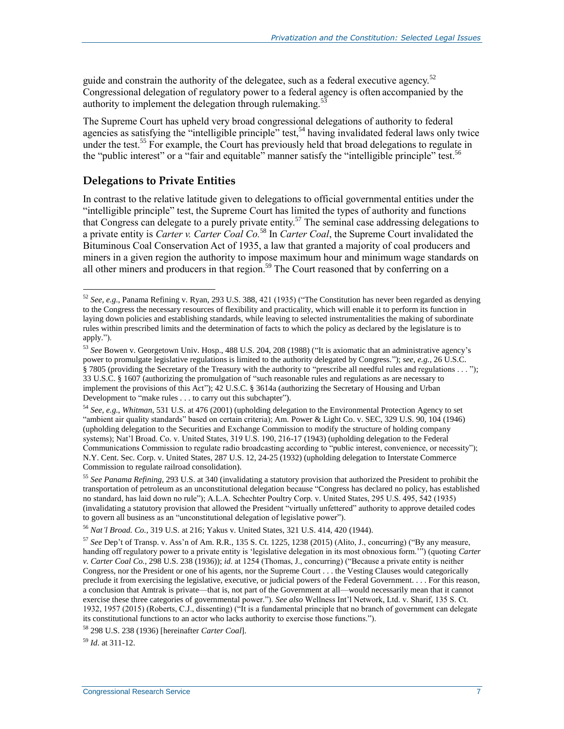guide and constrain the authority of the delegatee, such as a federal executive agency.[52] Congressional delegation of regulatory power to a federal agency is often accompanied by the authority to implement the delegation through rulemaking.[53]

The Supreme Court has upheld very broad congressional delegations of authority to federal agencies as satisfying the "intelligible principle" test,[54] having invalidated federal laws only twice under the test.[55] For example, the Court has previously held that broad delegations to regulate in the "public interest" or a "fair and equitable" manner satisfy the "intelligible principle" test.[56]

### Delegations to Private Entities

In contrast to the relative latitude given to delegations to official governmental entities under the "intelligible principle" test, the Supreme Court has limited the types of authority and functions that Congress can delegate to a purely private entity.[57] The seminal case addressing delegations to a private entity is *Carter v. Carter Coal Co.*[58] In *Carter Coal*, the Supreme Court invalidated the Bituminous Coal Conservation Act of 1935, a law that granted a majority of coal producers and miners in a given region the authority to impose maximum hour and minimum wage standards on all other miners and producers in that region.[59] The Court reasoned that by conferring on a

---

[52] *See, e.g.*, Panama Refining v. Ryan, 293 U.S. 388, 421 (1935) ("The Constitution has never been regarded as denying to the Congress the necessary resources of flexibility and practicality, which will enable it to perform its function in laying down policies and establishing standards, while leaving to selected instrumentalities the making of subordinate rules within prescribed limits and the determination of facts to which the policy as declared by the legislature is to apply.").

[53] *See* Bowen v. Georgetown Univ. Hosp., 488 U.S. 204, 208 (1988) ("It is axiomatic that an administrative agency's power to promulgate legislative regulations is limited to the authority delegated by Congress."); *see, e.g.*, 26 U.S.C. § 7805 (providing the Secretary of the Treasury with the authority to "prescribe all needful rules and regulations . . . "); 33 U.S.C. § 1607 (authorizing the promulgation of "such reasonable rules and regulations as are necessary to implement the provisions of this Act"); 42 U.S.C. § 3614a (authorizing the Secretary of Housing and Urban Development to "make rules . . . to carry out this subchapter").

[54] *See, e.g.*, *Whitman*, 531 U.S. at 476 (2001) (upholding delegation to the Environmental Protection Agency to set "ambient air quality standards" based on certain criteria); Am. Power & Light Co. v. SEC, 329 U.S. 90, 104 (1946) (upholding delegation to the Securities and Exchange Commission to modify the structure of holding company systems); Nat'l Broad. Co. v. United States, 319 U.S. 190, 216-17 (1943) (upholding delegation to the Federal Communications Commission to regulate radio broadcasting according to "public interest, convenience, or necessity"); N.Y. Cent. Sec. Corp. v. United States, 287 U.S. 12, 24-25 (1932) (upholding delegation to Interstate Commerce Commission to regulate railroad consolidation).

[55] *See Panama Refining*, 293 U.S. at 340 (invalidating a statutory provision that authorized the President to prohibit the transportation of petroleum as an unconstitutional delegation because "Congress has declared no policy, has established no standard, has laid down no rule"); A.L.A. Schechter Poultry Corp. v. United States, 295 U.S. 495, 542 (1935) (invalidating a statutory provision that allowed the President "virtually unfettered" authority to approve detailed codes to govern all business as an "unconstitutional delegation of legislative power").

[56] *Nat'l Broad. Co.*, 319 U.S. at 216; Yakus v. United States, 321 U.S. 414, 420 (1944).

[57] *See* Dep't of Transp. v. Ass'n of Am. R.R., 135 S. Ct. 1225, 1238 (2015) (Alito, J., concurring) ("By any measure, handing off regulatory power to a private entity is 'legislative delegation in its most obnoxious form.'") (quoting *Carter v. Carter Coal Co.*, 298 U.S. 238 (1936)); *id*. at 1254 (Thomas, J., concurring) ("Because a private entity is neither Congress, nor the President or one of his agents, nor the Supreme Court . . . the Vesting Clauses would categorically preclude it from exercising the legislative, executive, or judicial powers of the Federal Government. . . . For this reason, a conclusion that Amtrak is private—that is, not part of the Government at all—would necessarily mean that it cannot exercise these three categories of governmental power."). *See also* Wellness Int'l Network, Ltd. v. Sharif, 135 S. Ct. 1932, 1957 (2015) (Roberts, C.J., dissenting) ("It is a fundamental principle that no branch of government can delegate its constitutional functions to an actor who lacks authority to exercise those functions.").

[58] 298 U.S. 238 (1936) [hereinafter *Carter Coal*].

[59] *Id*. at 311-12.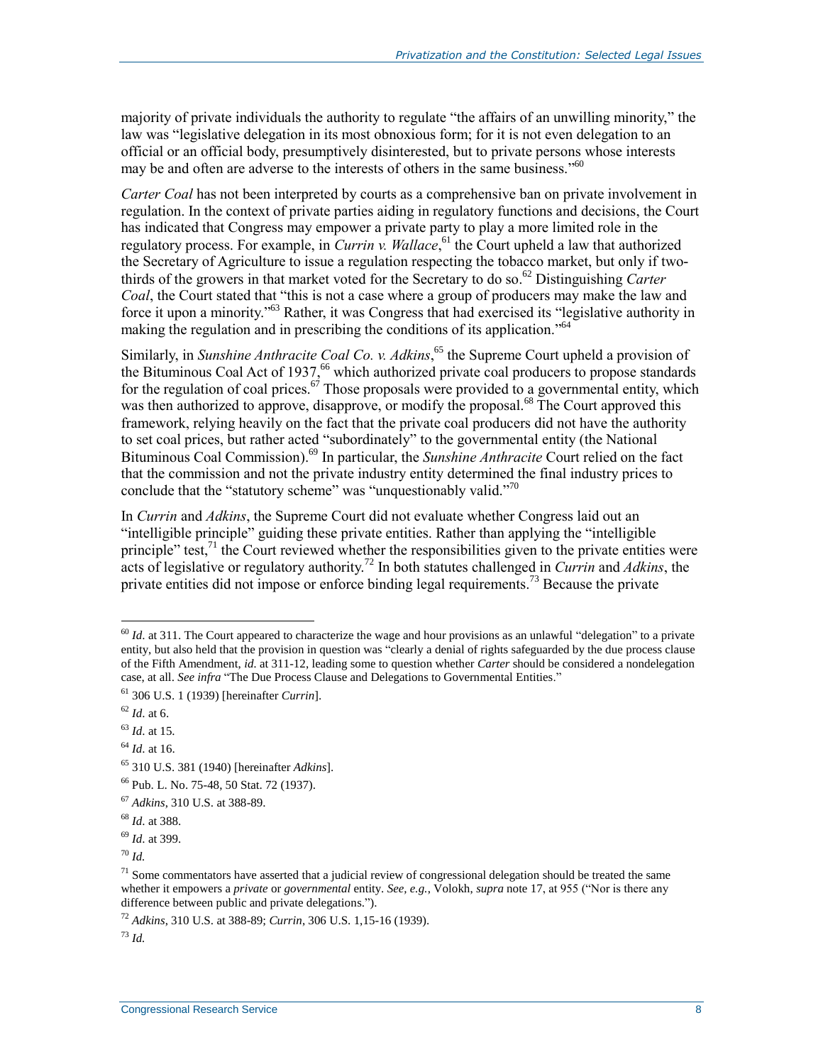majority of private individuals the authority to regulate "the affairs of an unwilling minority," the law was "legislative delegation in its most obnoxious form; for it is not even delegation to an official or an official body, presumptively disinterested, but to private persons whose interests may be and often are adverse to the interests of others in the same business."[60]

*Carter Coal* has not been interpreted by courts as a comprehensive ban on private involvement in regulation. In the context of private parties aiding in regulatory functions and decisions, the Court has indicated that Congress may empower a private party to play a more limited role in the regulatory process. For example, in *Currin v. Wallace*,[61] the Court upheld a law that authorized the Secretary of Agriculture to issue a regulation respecting the tobacco market, but only if two-thirds of the growers in that market voted for the Secretary to do so.[62] Distinguishing *Carter Coal*, the Court stated that "this is not a case where a group of producers may make the law and force it upon a minority."[63] Rather, it was Congress that had exercised its "legislative authority in making the regulation and in prescribing the conditions of its application."[64]

Similarly, in *Sunshine Anthracite Coal Co. v. Adkins*,[65] the Supreme Court upheld a provision of the Bituminous Coal Act of 1937,[66] which authorized private coal producers to propose standards for the regulation of coal prices.[67] Those proposals were provided to a governmental entity, which was then authorized to approve, disapprove, or modify the proposal.[68] The Court approved this framework, relying heavily on the fact that the private coal producers did not have the authority to set coal prices, but rather acted "subordinately" to the governmental entity (the National Bituminous Coal Commission).[69] In particular, the *Sunshine Anthracite* Court relied on the fact that the commission and not the private industry entity determined the final industry prices to conclude that the "statutory scheme" was "unquestionably valid."[70]

In *Currin* and *Adkins*, the Supreme Court did not evaluate whether Congress laid out an "intelligible principle" guiding these private entities. Rather than applying the "intelligible principle" test,[71] the Court reviewed whether the responsibilities given to the private entities were acts of legislative or regulatory authority.[72] In both statutes challenged in *Currin* and *Adkins*, the private entities did not impose or enforce binding legal requirements.[73] Because the private

---

[60] *Id*. at 311. The Court appeared to characterize the wage and hour provisions as an unlawful "delegation" to a private entity, but also held that the provision in question was "clearly a denial of rights safeguarded by the due process clause of the Fifth Amendment, *id*. at 311-12, leading some to question whether *Carter* should be considered a nondelegation case, at all. *See infra* "The Due Process Clause and Delegations to Governmental Entities."

[61] 306 U.S. 1 (1939) [hereinafter *Currin*].

[62] *Id*. at 6.

[63] *Id*. at 15.

[64] *Id*. at 16.

[65] 310 U.S. 381 (1940) [hereinafter *Adkins*].

[66] Pub. L. No. 75-48, 50 Stat. 72 (1937).

[67] *Adkins*, 310 U.S. at 388-89.

[68] *Id*. at 388.

[69] *Id*. at 399.

[70] *Id.*

[71] Some commentators have asserted that a judicial review of congressional delegation should be treated the same whether it empowers a *private* or *governmental* entity. *See, e.g.*, Volokh, *supra* note 17, at 955 ("Nor is there any difference between public and private delegations.").

[72] *Adkins*, 310 U.S. at 388-89; *Currin*, 306 U.S. 1,15-16 (1939).

[73] *Id.*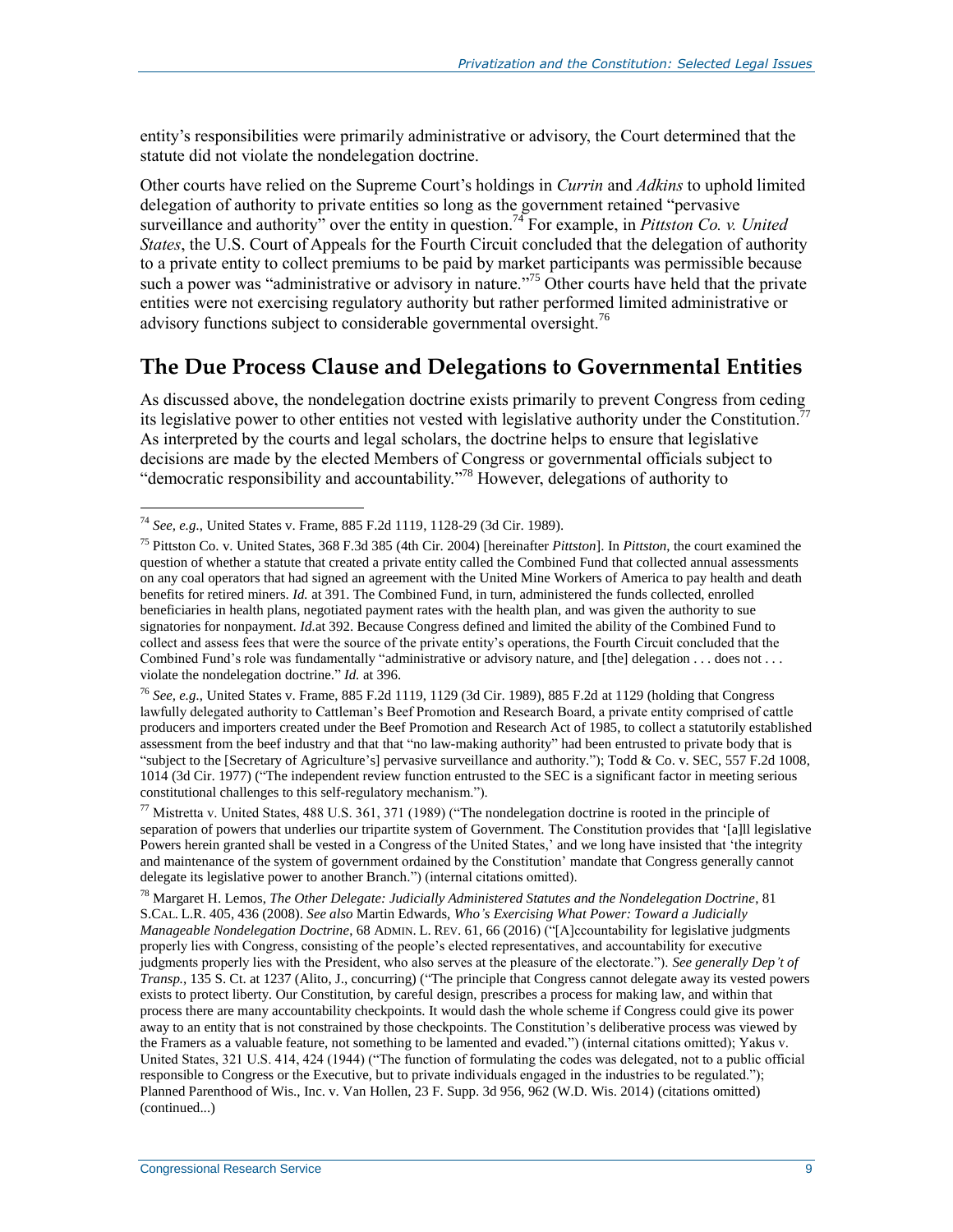entity's responsibilities were primarily administrative or advisory, the Court determined that the statute did not violate the nondelegation doctrine.

Other courts have relied on the Supreme Court's holdings in *Currin* and *Adkins* to uphold limited delegation of authority to private entities so long as the government retained "pervasive surveillance and authority" over the entity in question.[74] For example, in *Pittston Co. v. United States*, the U.S. Court of Appeals for the Fourth Circuit concluded that the delegation of authority to a private entity to collect premiums to be paid by market participants was permissible because such a power was "administrative or advisory in nature."[75] Other courts have held that the private entities were not exercising regulatory authority but rather performed limited administrative or advisory functions subject to considerable governmental oversight.[76]

## The Due Process Clause and Delegations to Governmental Entities

As discussed above, the nondelegation doctrine exists primarily to prevent Congress from ceding its legislative power to other entities not vested with legislative authority under the Constitution.[77] As interpreted by the courts and legal scholars, the doctrine helps to ensure that legislative decisions are made by the elected Members of Congress or governmental officials subject to "democratic responsibility and accountability."[78] However, delegations of authority to

---

[74] *See, e.g.*, United States v. Frame, 885 F.2d 1119, 1128-29 (3d Cir. 1989).

[75] Pittston Co. v. United States, 368 F.3d 385 (4th Cir. 2004) [hereinafter *Pittston*]. In *Pittston*, the court examined the question of whether a statute that created a private entity called the Combined Fund that collected annual assessments on any coal operators that had signed an agreement with the United Mine Workers of America to pay health and death benefits for retired miners. *Id.* at 391. The Combined Fund, in turn, administered the funds collected, enrolled beneficiaries in health plans, negotiated payment rates with the health plan, and was given the authority to sue signatories for nonpayment. *Id.*at 392. Because Congress defined and limited the ability of the Combined Fund to collect and assess fees that were the source of the private entity's operations, the Fourth Circuit concluded that the Combined Fund's role was fundamentally "administrative or advisory nature, and [the] delegation . . . does not . . . violate the nondelegation doctrine." *Id.* at 396.

[76] *See, e.g.*, United States v. Frame, 885 F.2d 1119, 1129 (3d Cir. 1989), 885 F.2d at 1129 (holding that Congress lawfully delegated authority to Cattleman's Beef Promotion and Research Board, a private entity comprised of cattle producers and importers created under the Beef Promotion and Research Act of 1985, to collect a statutorily established assessment from the beef industry and that that "no law-making authority" had been entrusted to private body that is "subject to the [Secretary of Agriculture's] pervasive surveillance and authority."); Todd & Co. v. SEC, 557 F.2d 1008, 1014 (3d Cir. 1977) ("The independent review function entrusted to the SEC is a significant factor in meeting serious constitutional challenges to this self-regulatory mechanism.").

[77] Mistretta v. United States, 488 U.S. 361, 371 (1989) ("The nondelegation doctrine is rooted in the principle of separation of powers that underlies our tripartite system of Government. The Constitution provides that '[a]ll legislative Powers herein granted shall be vested in a Congress of the United States,' and we long have insisted that 'the integrity and maintenance of the system of government ordained by the Constitution' mandate that Congress generally cannot delegate its legislative power to another Branch.") (internal citations omitted).

[78] Margaret H. Lemos, *The Other Delegate: Judicially Administered Statutes and the Nondelegation Doctrine*, 81 S.CAL. L.R. 405, 436 (2008). *See also* Martin Edwards, *Who's Exercising What Power: Toward a Judicially Manageable Nondelegation Doctrine*, 68 ADMIN. L. REV. 61, 66 (2016) ("[A]ccountability for legislative judgments properly lies with Congress, consisting of the people's elected representatives, and accountability for executive judgments properly lies with the President, who also serves at the pleasure of the electorate."). *See generally Dep't of Transp.*, 135 S. Ct. at 1237 (Alito, J., concurring) ("The principle that Congress cannot delegate away its vested powers exists to protect liberty. Our Constitution, by careful design, prescribes a process for making law, and within that process there are many accountability checkpoints. It would dash the whole scheme if Congress could give its power away to an entity that is not constrained by those checkpoints. The Constitution's deliberative process was viewed by the Framers as a valuable feature, not something to be lamented and evaded.") (internal citations omitted); Yakus v. United States, 321 U.S. 414, 424 (1944) ("The function of formulating the codes was delegated, not to a public official responsible to Congress or the Executive, but to private individuals engaged in the industries to be regulated."); Planned Parenthood of Wis., Inc. v. Van Hollen, 23 F. Supp. 3d 956, 962 (W.D. Wis. 2014) (citations omitted) (continued...)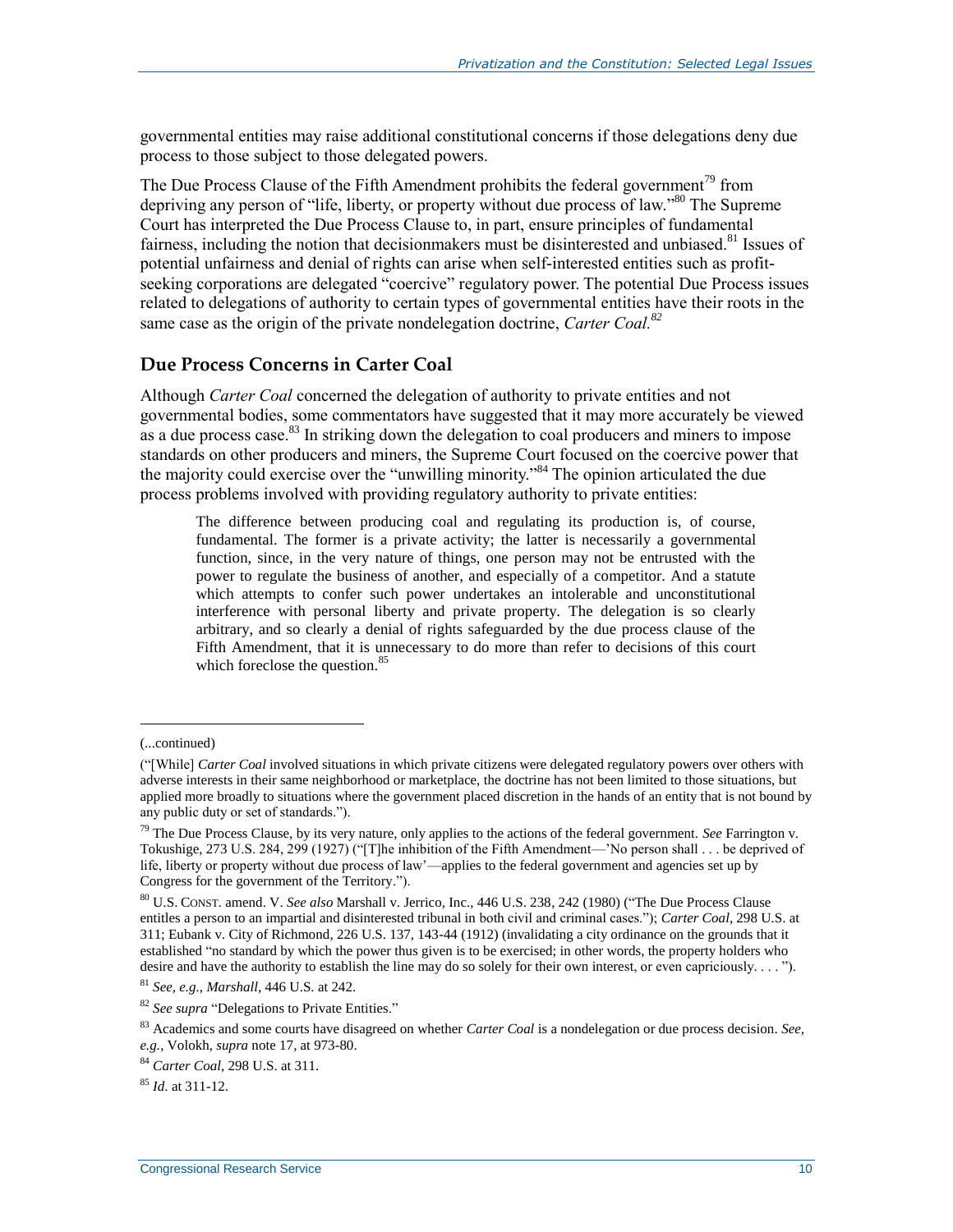governmental entities may raise additional constitutional concerns if those delegations deny due process to those subject to those delegated powers.

The Due Process Clause of the Fifth Amendment prohibits the federal government[79] from depriving any person of "life, liberty, or property without due process of law."[80] The Supreme Court has interpreted the Due Process Clause to, in part, ensure principles of fundamental fairness, including the notion that decisionmakers must be disinterested and unbiased.[81] Issues of potential unfairness and denial of rights can arise when self-interested entities such as profit-seeking corporations are delegated "coercive" regulatory power. The potential Due Process issues related to delegations of authority to certain types of governmental entities have their roots in the same case as the origin of the private nondelegation doctrine, *Carter Coal.*[82]

## Due Process Concerns in Carter Coal

Although *Carter Coal* concerned the delegation of authority to private entities and not governmental bodies, some commentators have suggested that it may more accurately be viewed as a due process case.[83] In striking down the delegation to coal producers and miners to impose standards on other producers and miners, the Supreme Court focused on the coercive power that the majority could exercise over the "unwilling minority."[84] The opinion articulated the due process problems involved with providing regulatory authority to private entities:

> The difference between producing coal and regulating its production is, of course, fundamental. The former is a private activity; the latter is necessarily a governmental function, since, in the very nature of things, one person may not be entrusted with the power to regulate the business of another, and especially of a competitor. And a statute which attempts to confer such power undertakes an intolerable and unconstitutional interference with personal liberty and private property. The delegation is so clearly arbitrary, and so clearly a denial of rights safeguarded by the due process clause of the Fifth Amendment, that it is unnecessary to do more than refer to decisions of this court which foreclose the question.[85]

---

(...continued)

("[While] *Carter Coal* involved situations in which private citizens were delegated regulatory powers over others with adverse interests in their same neighborhood or marketplace, the doctrine has not been limited to those situations, but applied more broadly to situations where the government placed discretion in the hands of an entity that is not bound by any public duty or set of standards.").

[79] The Due Process Clause, by its very nature, only applies to the actions of the federal government. *See* Farrington v. Tokushige, 273 U.S. 284, 299 (1927) ("[T]he inhibition of the Fifth Amendment—'No person shall . . . be deprived of life, liberty or property without due process of law'—applies to the federal government and agencies set up by Congress for the government of the Territory.").

[80] U.S. CONST. amend. V. *See also* Marshall v. Jerrico, Inc., 446 U.S. 238, 242 (1980) ("The Due Process Clause entitles a person to an impartial and disinterested tribunal in both civil and criminal cases."); *Carter Coal*, 298 U.S. at 311; Eubank v. City of Richmond, 226 U.S. 137, 143-44 (1912) (invalidating a city ordinance on the grounds that it established "no standard by which the power thus given is to be exercised; in other words, the property holders who desire and have the authority to establish the line may do so solely for their own interest, or even capriciously. . . . ").

[81] *See, e.g.*, *Marshall*, 446 U.S. at 242.

[82] *See supra* "Delegations to Private Entities."

[83] Academics and some courts have disagreed on whether *Carter Coal* is a nondelegation or due process decision. *See, e.g.*, Volokh, *supra* note 17, at 973-80.

[84] *Carter Coal*, 298 U.S. at 311.

[85] *Id*. at 311-12.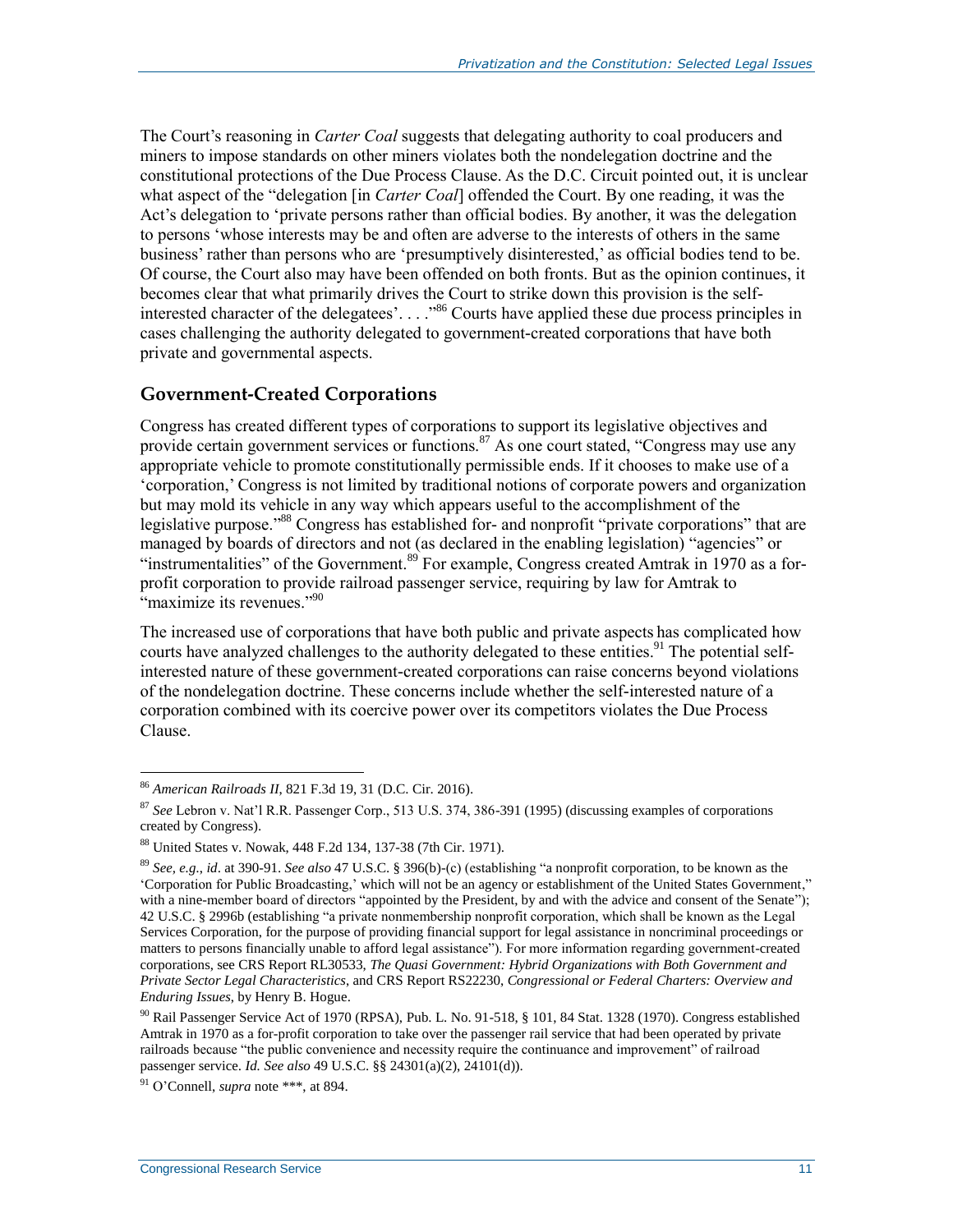The Court's reasoning in *Carter Coal* suggests that delegating authority to coal producers and miners to impose standards on other miners violates both the nondelegation doctrine and the constitutional protections of the Due Process Clause. As the D.C. Circuit pointed out, it is unclear what aspect of the "delegation [in *Carter Coal*] offended the Court. By one reading, it was the Act's delegation to 'private persons rather than official bodies. By another, it was the delegation to persons 'whose interests may be and often are adverse to the interests of others in the same business' rather than persons who are 'presumptively disinterested,' as official bodies tend to be. Of course, the Court also may have been offended on both fronts. But as the opinion continues, it becomes clear that what primarily drives the Court to strike down this provision is the self-interested character of the delegatees'. . . ."[86] Courts have applied these due process principles in cases challenging the authority delegated to government-created corporations that have both private and governmental aspects.

## Government-Created Corporations

Congress has created different types of corporations to support its legislative objectives and provide certain government services or functions.[87] As one court stated, "Congress may use any appropriate vehicle to promote constitutionally permissible ends. If it chooses to make use of a 'corporation,' Congress is not limited by traditional notions of corporate powers and organization but may mold its vehicle in any way which appears useful to the accomplishment of the legislative purpose."[88] Congress has established for- and nonprofit "private corporations" that are managed by boards of directors and not (as declared in the enabling legislation) "agencies" or "instrumentalities" of the Government.[89] For example, Congress created Amtrak in 1970 as a for-profit corporation to provide railroad passenger service, requiring by law for Amtrak to "maximize its revenues."[90]

The increased use of corporations that have both public and private aspects has complicated how courts have analyzed challenges to the authority delegated to these entities.[91] The potential self-interested nature of these government-created corporations can raise concerns beyond violations of the nondelegation doctrine. These concerns include whether the self-interested nature of a corporation combined with its coercive power over its competitors violates the Due Process Clause.

---

[86] *American Railroads II*, 821 F.3d 19, 31 (D.C. Cir. 2016).

[87] *See* Lebron v. Nat'l R.R. Passenger Corp., 513 U.S. 374, 386-391 (1995) (discussing examples of corporations created by Congress).

[88] United States v. Nowak, 448 F.2d 134, 137-38 (7th Cir. 1971).

[89] *See, e.g.*, *id*. at 390-91. *See also* 47 U.S.C. § 396(b)-(c) (establishing "a nonprofit corporation, to be known as the 'Corporation for Public Broadcasting,' which will not be an agency or establishment of the United States Government," with a nine-member board of directors "appointed by the President, by and with the advice and consent of the Senate"); 42 U.S.C. § 2996b (establishing "a private nonmembership nonprofit corporation, which shall be known as the Legal Services Corporation, for the purpose of providing financial support for legal assistance in noncriminal proceedings or matters to persons financially unable to afford legal assistance"). For more information regarding government-created corporations, see CRS Report RL30533, *The Quasi Government: Hybrid Organizations with Both Government and Private Sector Legal Characteristics*, and CRS Report RS22230, *Congressional or Federal Charters: Overview and Enduring Issues*, by Henry B. Hogue.

[90] Rail Passenger Service Act of 1970 (RPSA), Pub. L. No. 91-518, § 101, 84 Stat. 1328 (1970). Congress established Amtrak in 1970 as a for-profit corporation to take over the passenger rail service that had been operated by private railroads because "the public convenience and necessity require the continuance and improvement" of railroad passenger service. *Id. See also* 49 U.S.C. §§ 24301(a)(2), 24101(d)).

[91] O'Connell, *supra* note \*\*\*, at 894.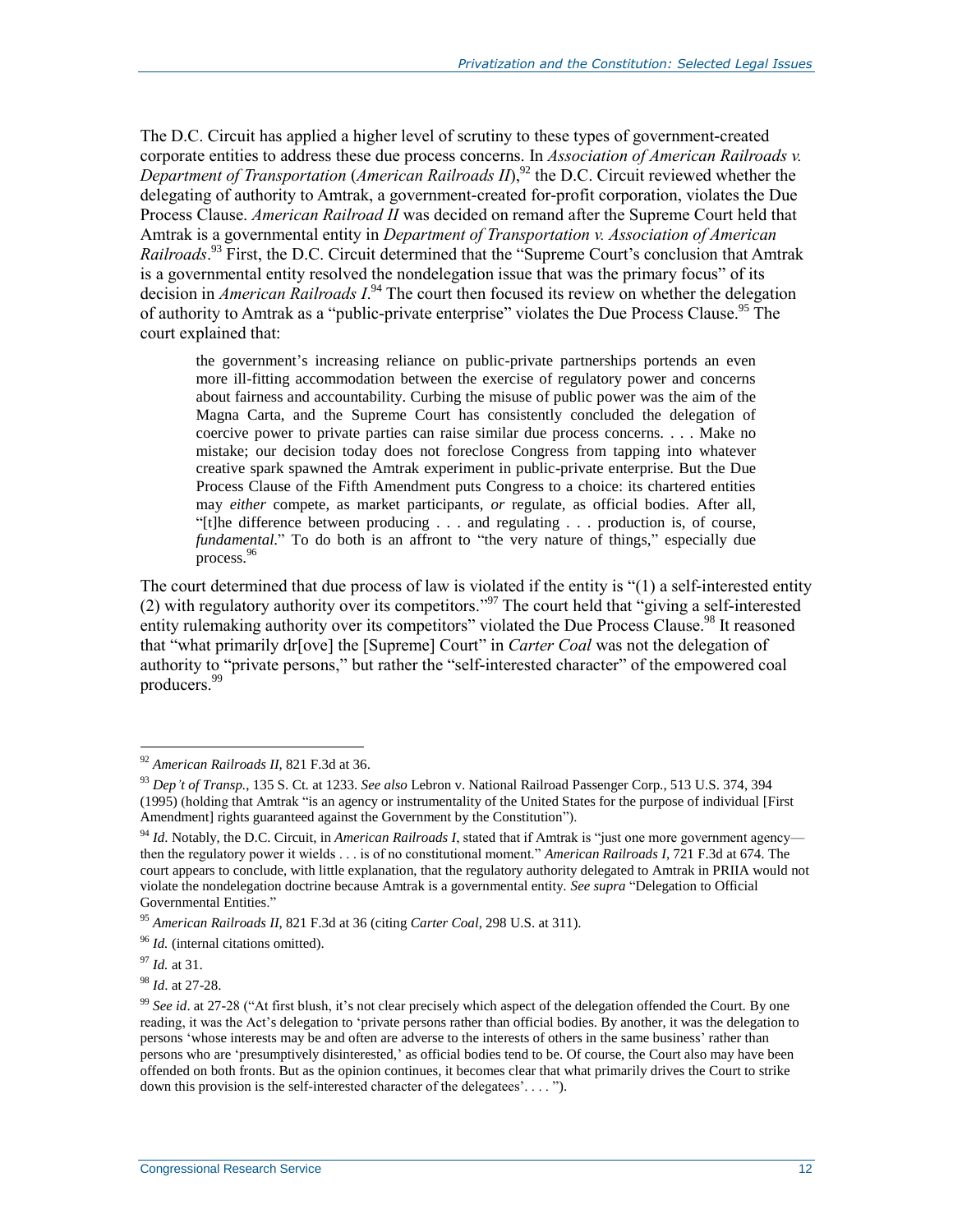The D.C. Circuit has applied a higher level of scrutiny to these types of government-created corporate entities to address these due process concerns. In *Association of American Railroads v. Department of Transportation* (*American Railroads II*),[92] the D.C. Circuit reviewed whether the delegating of authority to Amtrak, a government-created for-profit corporation, violates the Due Process Clause. *American Railroad II* was decided on remand after the Supreme Court held that Amtrak is a governmental entity in *Department of Transportation v. Association of American Railroads*.[93] First, the D.C. Circuit determined that the "Supreme Court's conclusion that Amtrak is a governmental entity resolved the nondelegation issue that was the primary focus" of its decision in *American Railroads I*.[94] The court then focused its review on whether the delegation of authority to Amtrak as a "public-private enterprise" violates the Due Process Clause.[95] The court explained that:

> the government's increasing reliance on public-private partnerships portends an even more ill-fitting accommodation between the exercise of regulatory power and concerns about fairness and accountability. Curbing the misuse of public power was the aim of the Magna Carta, and the Supreme Court has consistently concluded the delegation of coercive power to private parties can raise similar due process concerns. . . . Make no mistake; our decision today does not foreclose Congress from tapping into whatever creative spark spawned the Amtrak experiment in public-private enterprise. But the Due Process Clause of the Fifth Amendment puts Congress to a choice: its chartered entities may *either* compete, as market participants, *or* regulate, as official bodies. After all, "[t]he difference between producing . . . and regulating . . . production is, of course, *fundamental*." To do both is an affront to "the very nature of things," especially due process.[96]

The court determined that due process of law is violated if the entity is "(1) a self-interested entity (2) with regulatory authority over its competitors."[97] The court held that "giving a self-interested entity rulemaking authority over its competitors" violated the Due Process Clause.[98] It reasoned that "what primarily dr[ove] the [Supreme] Court" in *Carter Coal* was not the delegation of authority to "private persons," but rather the "self-interested character" of the empowered coal producers.[99]

---

[92] *American Railroads II*, 821 F.3d at 36.

[93] *Dep't of Transp.*, 135 S. Ct. at 1233. *See also* Lebron v. National Railroad Passenger Corp., 513 U.S. 374, 394 (1995) (holding that Amtrak "is an agency or instrumentality of the United States for the purpose of individual [First Amendment] rights guaranteed against the Government by the Constitution").

[94] *Id.* Notably, the D.C. Circuit, in *American Railroads I*, stated that if Amtrak is "just one more government agency—then the regulatory power it wields . . . is of no constitutional moment." *American Railroads I*, 721 F.3d at 674. The court appears to conclude, with little explanation, that the regulatory authority delegated to Amtrak in PRIIA would not violate the nondelegation doctrine because Amtrak is a governmental entity. *See supra* "Delegation to Official Governmental Entities."

[95] *American Railroads II*, 821 F.3d at 36 (citing *Carter Coal*, 298 U.S. at 311).

[96] *Id.* (internal citations omitted).

[97] *Id.* at 31.

[98] *Id*. at 27-28.

[99] *See id*. at 27-28 ("At first blush, it's not clear precisely which aspect of the delegation offended the Court. By one reading, it was the Act's delegation to 'private persons rather than official bodies. By another, it was the delegation to persons 'whose interests may be and often are adverse to the interests of others in the same business' rather than persons who are 'presumptively disinterested,' as official bodies tend to be. Of course, the Court also may have been offended on both fronts. But as the opinion continues, it becomes clear that what primarily drives the Court to strike down this provision is the self-interested character of the delegatees'. . . . ").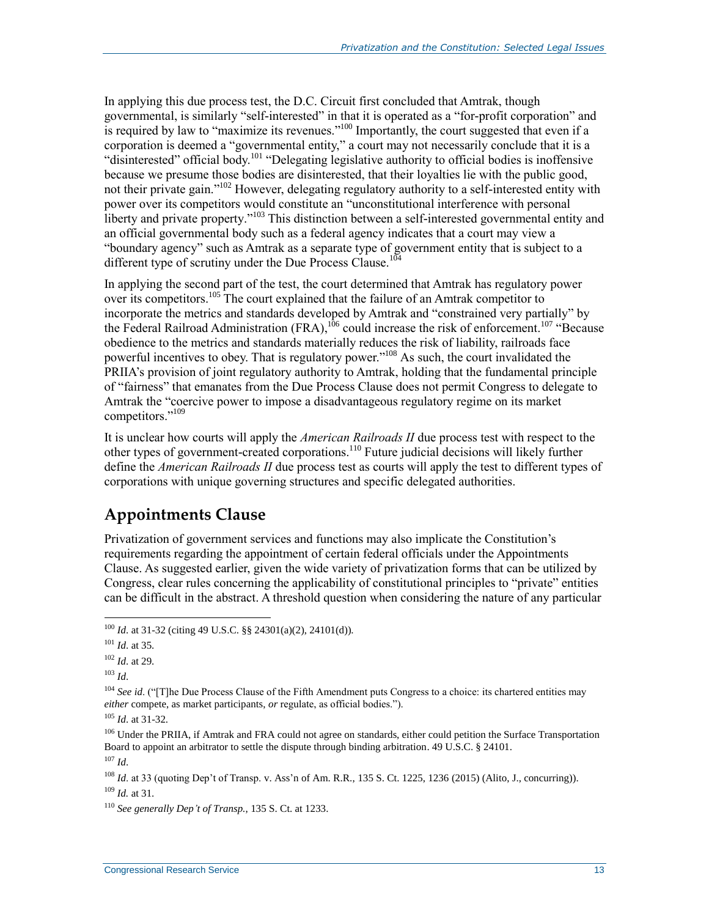In applying this due process test, the D.C. Circuit first concluded that Amtrak, though governmental, is similarly "self-interested" in that it is operated as a "for-profit corporation" and is required by law to "maximize its revenues."[100] Importantly, the court suggested that even if a corporation is deemed a "governmental entity," a court may not necessarily conclude that it is a "disinterested" official body.[101] "Delegating legislative authority to official bodies is inoffensive because we presume those bodies are disinterested, that their loyalties lie with the public good, not their private gain."[102] However, delegating regulatory authority to a self-interested entity with power over its competitors would constitute an "unconstitutional interference with personal liberty and private property."[103] This distinction between a self-interested governmental entity and an official governmental body such as a federal agency indicates that a court may view a "boundary agency" such as Amtrak as a separate type of government entity that is subject to a different type of scrutiny under the Due Process Clause.[104]

In applying the second part of the test, the court determined that Amtrak has regulatory power over its competitors.[105] The court explained that the failure of an Amtrak competitor to incorporate the metrics and standards developed by Amtrak and "constrained very partially" by the Federal Railroad Administration (FRA),[106] could increase the risk of enforcement.[107] "Because obedience to the metrics and standards materially reduces the risk of liability, railroads face powerful incentives to obey. That is regulatory power."[108] As such, the court invalidated the PRIIA's provision of joint regulatory authority to Amtrak, holding that the fundamental principle of "fairness" that emanates from the Due Process Clause does not permit Congress to delegate to Amtrak the "coercive power to impose a disadvantageous regulatory regime on its market competitors."[109]

It is unclear how courts will apply the *American Railroads II* due process test with respect to the other types of government-created corporations.[110] Future judicial decisions will likely further define the *American Railroads II* due process test as courts will apply the test to different types of corporations with unique governing structures and specific delegated authorities.

## Appointments Clause

Privatization of government services and functions may also implicate the Constitution's requirements regarding the appointment of certain federal officials under the Appointments Clause. As suggested earlier, given the wide variety of privatization forms that can be utilized by Congress, clear rules concerning the applicability of constitutional principles to "private" entities can be difficult in the abstract. A threshold question when considering the nature of any particular

---

[100] *Id*. at 31-32 (citing 49 U.S.C. §§ 24301(a)(2), 24101(d)).

[101] *Id*. at 35.

[102] *Id*. at 29.

[103] *Id*.

[104] *See id*. ("[T]he Due Process Clause of the Fifth Amendment puts Congress to a choice: its chartered entities may *either* compete, as market participants, *or* regulate, as official bodies.").

[105] *Id*. at 31-32.

[106] Under the PRIIA, if Amtrak and FRA could not agree on standards, either could petition the Surface Transportation Board to appoint an arbitrator to settle the dispute through binding arbitration. 49 U.S.C. § 24101.

[107] *Id*.

[108] *Id*. at 33 (quoting Dep't of Transp. v. Ass'n of Am. R.R., 135 S. Ct. 1225, 1236 (2015) (Alito, J., concurring)).

[109] *Id.* at 31.

[110] *See generally Dep't of Transp.*, 135 S. Ct. at 1233.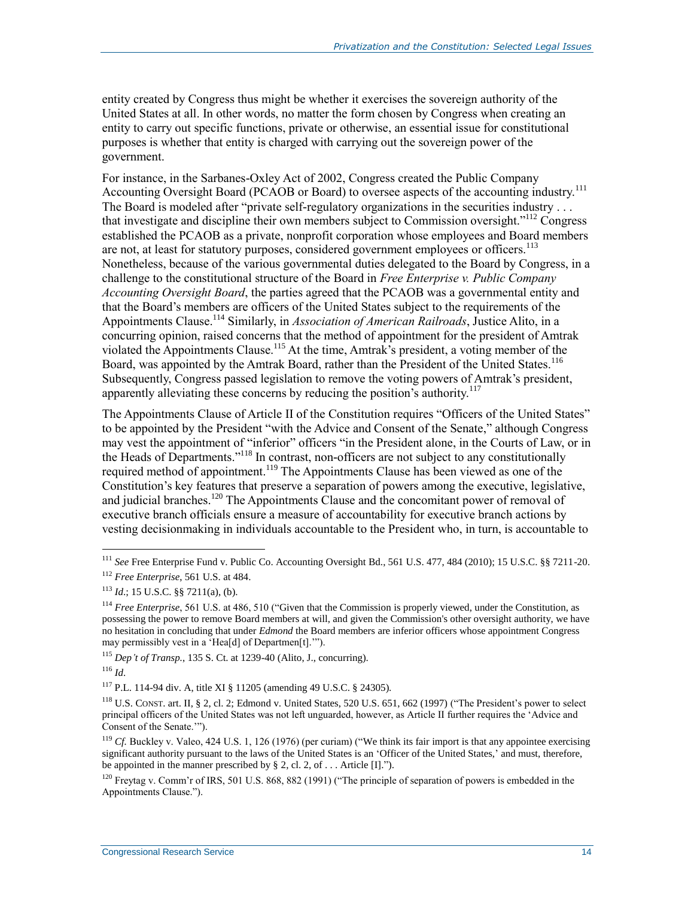entity created by Congress thus might be whether it exercises the sovereign authority of the United States at all. In other words, no matter the form chosen by Congress when creating an entity to carry out specific functions, private or otherwise, an essential issue for constitutional purposes is whether that entity is charged with carrying out the sovereign power of the government.

For instance, in the Sarbanes-Oxley Act of 2002, Congress created the Public Company Accounting Oversight Board (PCAOB or Board) to oversee aspects of the accounting industry.[111] The Board is modeled after "private self-regulatory organizations in the securities industry . . . that investigate and discipline their own members subject to Commission oversight."[112] Congress established the PCAOB as a private, nonprofit corporation whose employees and Board members are not, at least for statutory purposes, considered government employees or officers.[113] Nonetheless, because of the various governmental duties delegated to the Board by Congress, in a challenge to the constitutional structure of the Board in *Free Enterprise v. Public Company Accounting Oversight Board*, the parties agreed that the PCAOB was a governmental entity and that the Board's members are officers of the United States subject to the requirements of the Appointments Clause.[114] Similarly, in *Association of American Railroads*, Justice Alito, in a concurring opinion, raised concerns that the method of appointment for the president of Amtrak violated the Appointments Clause.[115] At the time, Amtrak's president, a voting member of the Board, was appointed by the Amtrak Board, rather than the President of the United States.[116] Subsequently, Congress passed legislation to remove the voting powers of Amtrak's president, apparently alleviating these concerns by reducing the position's authority.[117]

The Appointments Clause of Article II of the Constitution requires "Officers of the United States" to be appointed by the President "with the Advice and Consent of the Senate," although Congress may vest the appointment of "inferior" officers "in the President alone, in the Courts of Law, or in the Heads of Departments."[118] In contrast, non-officers are not subject to any constitutionally required method of appointment.[119] The Appointments Clause has been viewed as one of the Constitution's key features that preserve a separation of powers among the executive, legislative, and judicial branches.[120] The Appointments Clause and the concomitant power of removal of executive branch officials ensure a measure of accountability for executive branch actions by vesting decisionmaking in individuals accountable to the President who, in turn, is accountable to

---

[111] *See* Free Enterprise Fund v. Public Co. Accounting Oversight Bd., 561 U.S. 477, 484 (2010); 15 U.S.C. §§ 7211-20.

[112] *Free Enterprise*, 561 U.S. at 484.

[113] *Id.*; 15 U.S.C. §§ 7211(a), (b).

[114] *Free Enterprise*, 561 U.S. at 486, 510 ("Given that the Commission is properly viewed, under the Constitution, as possessing the power to remove Board members at will, and given the Commission's other oversight authority, we have no hesitation in concluding that under *Edmond* the Board members are inferior officers whose appointment Congress may permissibly vest in a 'Hea[d] of Departmen[t].'").

[115] *Dep't of Transp.*, 135 S. Ct. at 1239-40 (Alito, J., concurring).

[116] *Id*.

[117] P.L. 114-94 div. A, title XI § 11205 (amending 49 U.S.C. § 24305).

[118] U.S. CONST. art. II, § 2, cl. 2; Edmond v. United States, 520 U.S. 651, 662 (1997) ("The President's power to select principal officers of the United States was not left unguarded, however, as Article II further requires the 'Advice and Consent of the Senate.'").

[119] *Cf.* Buckley v. Valeo, 424 U.S. 1, 126 (1976) (per curiam) ("We think its fair import is that any appointee exercising significant authority pursuant to the laws of the United States is an 'Officer of the United States,' and must, therefore, be appointed in the manner prescribed by § 2, cl. 2, of . . . Article [I].").

[120] Freytag v. Comm'r of IRS, 501 U.S. 868, 882 (1991) ("The principle of separation of powers is embedded in the Appointments Clause.").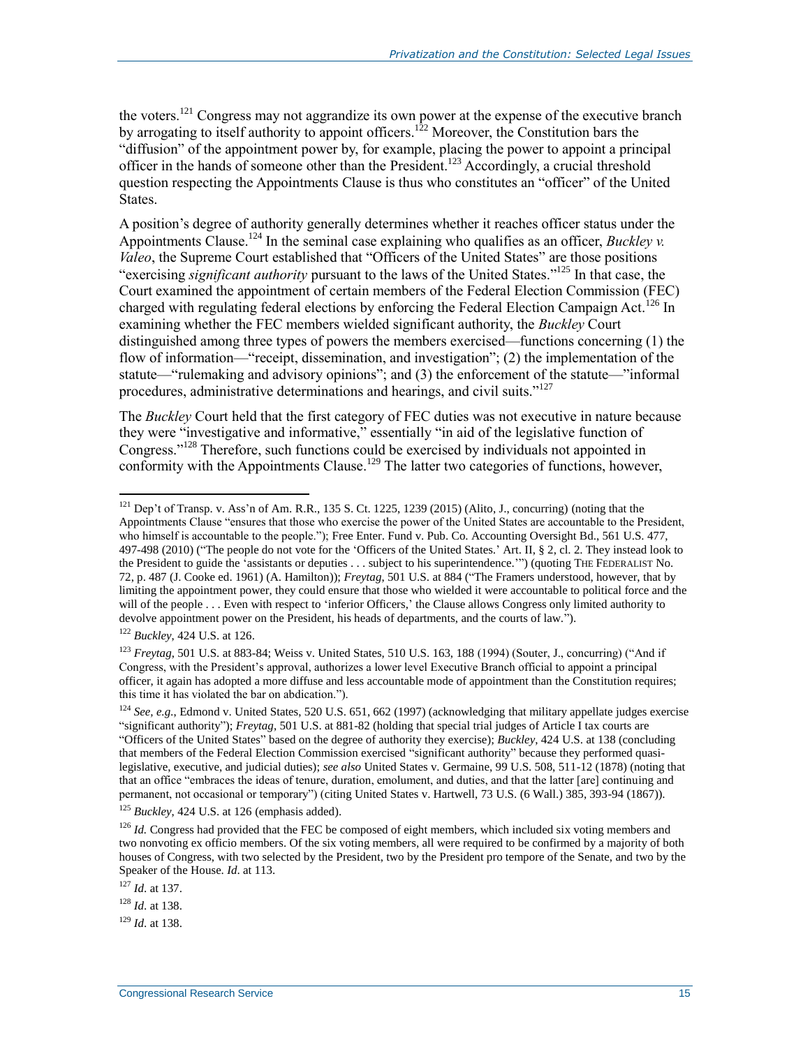the voters.[121] Congress may not aggrandize its own power at the expense of the executive branch by arrogating to itself authority to appoint officers.[122] Moreover, the Constitution bars the "diffusion" of the appointment power by, for example, placing the power to appoint a principal officer in the hands of someone other than the President.[123] Accordingly, a crucial threshold question respecting the Appointments Clause is thus who constitutes an "officer" of the United States.

A position's degree of authority generally determines whether it reaches officer status under the Appointments Clause.[124] In the seminal case explaining who qualifies as an officer, *Buckley v. Valeo*, the Supreme Court established that "Officers of the United States" are those positions "exercising *significant authority* pursuant to the laws of the United States."[125] In that case, the Court examined the appointment of certain members of the Federal Election Commission (FEC) charged with regulating federal elections by enforcing the Federal Election Campaign Act.[126] In examining whether the FEC members wielded significant authority, the *Buckley* Court distinguished among three types of powers the members exercised—functions concerning (1) the flow of information—"receipt, dissemination, and investigation"; (2) the implementation of the statute—"rulemaking and advisory opinions"; and (3) the enforcement of the statute—"informal procedures, administrative determinations and hearings, and civil suits."[127]

The *Buckley* Court held that the first category of FEC duties was not executive in nature because they were "investigative and informative," essentially "in aid of the legislative function of Congress."[128] Therefore, such functions could be exercised by individuals not appointed in conformity with the Appointments Clause.[129] The latter two categories of functions, however,

---

[121] Dep't of Transp. v. Ass'n of Am. R.R., 135 S. Ct. 1225, 1239 (2015) (Alito, J., concurring) (noting that the Appointments Clause "ensures that those who exercise the power of the United States are accountable to the President, who himself is accountable to the people."); Free Enter. Fund v. Pub. Co. Accounting Oversight Bd., 561 U.S. 477, 497-498 (2010) ("The people do not vote for the 'Officers of the United States.' Art. II, § 2, cl. 2. They instead look to the President to guide the 'assistants or deputies . . . subject to his superintendence.'") (quoting THE FEDERALIST No. 72, p. 487 (J. Cooke ed. 1961) (A. Hamilton)); *Freytag*, 501 U.S. at 884 ("The Framers understood, however, that by limiting the appointment power, they could ensure that those who wielded it were accountable to political force and the will of the people . . . Even with respect to 'inferior Officers,' the Clause allows Congress only limited authority to devolve appointment power on the President, his heads of departments, and the courts of law.").

[122] *Buckley*, 424 U.S. at 126.

[123] *Freytag*, 501 U.S. at 883-84; Weiss v. United States, 510 U.S. 163, 188 (1994) (Souter, J., concurring) ("And if Congress, with the President's approval, authorizes a lower level Executive Branch official to appoint a principal officer, it again has adopted a more diffuse and less accountable mode of appointment than the Constitution requires; this time it has violated the bar on abdication.").

[124] *See, e.g.*, Edmond v. United States, 520 U.S. 651, 662 (1997) (acknowledging that military appellate judges exercise "significant authority"); *Freytag*, 501 U.S. at 881-82 (holding that special trial judges of Article I tax courts are "Officers of the United States" based on the degree of authority they exercise); *Buckley*, 424 U.S. at 138 (concluding that members of the Federal Election Commission exercised "significant authority" because they performed quasi-legislative, executive, and judicial duties); *see also* United States v. Germaine, 99 U.S. 508, 511-12 (1878) (noting that that an office "embraces the ideas of tenure, duration, emolument, and duties, and that the latter [are] continuing and permanent, not occasional or temporary") (citing United States v. Hartwell, 73 U.S. (6 Wall.) 385, 393-94 (1867)).

[125] *Buckley*, 424 U.S. at 126 (emphasis added).

[126] *Id.* Congress had provided that the FEC be composed of eight members, which included six voting members and two nonvoting ex officio members. Of the six voting members, all were required to be confirmed by a majority of both houses of Congress, with two selected by the President, two by the President pro tempore of the Senate, and two by the Speaker of the House. *Id.* at 113.

[127] *Id.* at 137.

[128] *Id.* at 138.

[129] *Id.* at 138.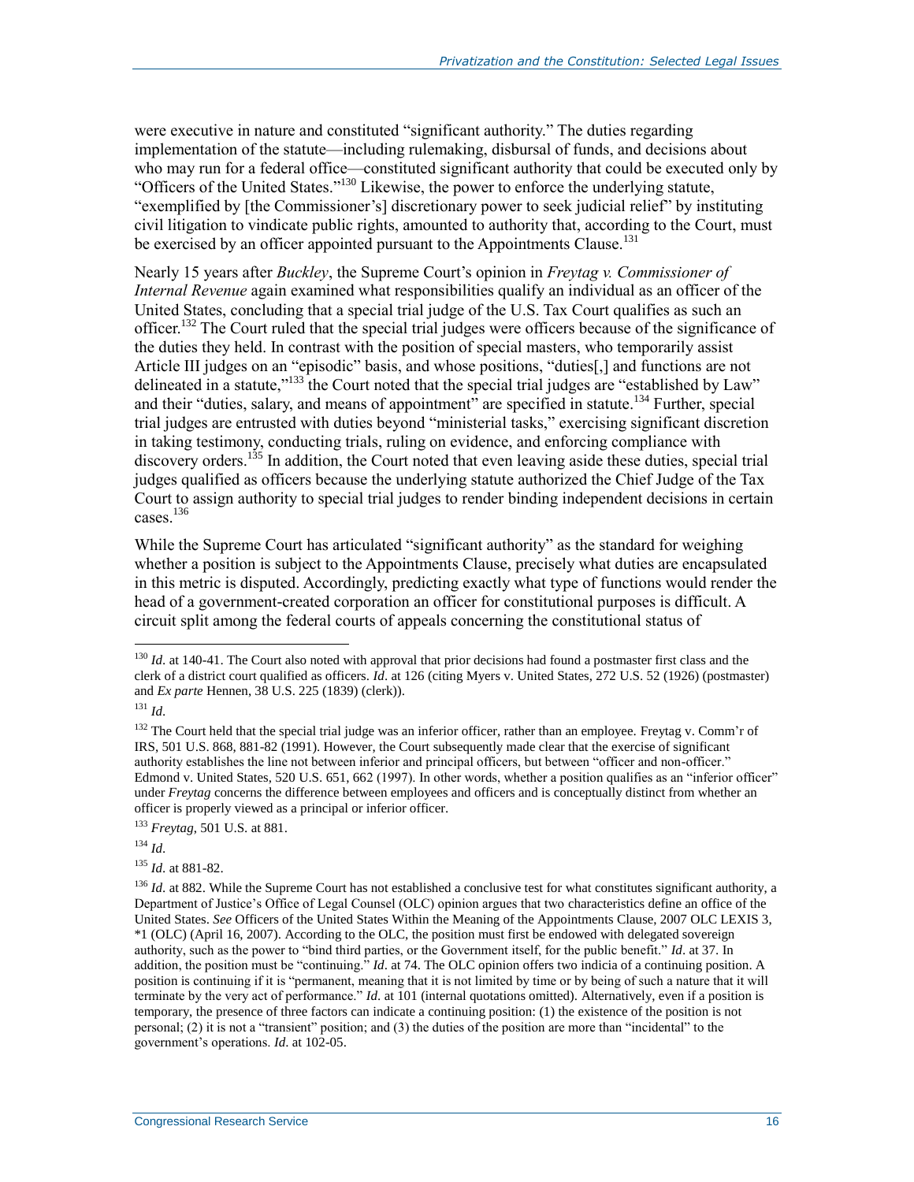were executive in nature and constituted "significant authority." The duties regarding implementation of the statute—including rulemaking, disbursal of funds, and decisions about who may run for a federal office—constituted significant authority that could be executed only by "Officers of the United States."[130] Likewise, the power to enforce the underlying statute, "exemplified by [the Commissioner's] discretionary power to seek judicial relief" by instituting civil litigation to vindicate public rights, amounted to authority that, according to the Court, must be exercised by an officer appointed pursuant to the Appointments Clause.[131]

Nearly 15 years after *Buckley*, the Supreme Court's opinion in *Freytag v. Commissioner of Internal Revenue* again examined what responsibilities qualify an individual as an officer of the United States, concluding that a special trial judge of the U.S. Tax Court qualifies as such an officer.[132] The Court ruled that the special trial judges were officers because of the significance of the duties they held. In contrast with the position of special masters, who temporarily assist Article III judges on an "episodic" basis, and whose positions, "duties[,] and functions are not delineated in a statute,"[133] the Court noted that the special trial judges are "established by Law" and their "duties, salary, and means of appointment" are specified in statute.[134] Further, special trial judges are entrusted with duties beyond "ministerial tasks," exercising significant discretion in taking testimony, conducting trials, ruling on evidence, and enforcing compliance with discovery orders.[135] In addition, the Court noted that even leaving aside these duties, special trial judges qualified as officers because the underlying statute authorized the Chief Judge of the Tax Court to assign authority to special trial judges to render binding independent decisions in certain cases.[136]

While the Supreme Court has articulated "significant authority" as the standard for weighing whether a position is subject to the Appointments Clause, precisely what duties are encapsulated in this metric is disputed. Accordingly, predicting exactly what type of functions would render the head of a government-created corporation an officer for constitutional purposes is difficult. A circuit split among the federal courts of appeals concerning the constitutional status of

---

[130] *Id.* at 140-41. The Court also noted with approval that prior decisions had found a postmaster first class and the clerk of a district court qualified as officers. *Id.* at 126 (citing Myers v. United States, 272 U.S. 52 (1926) (postmaster) and *Ex parte* Hennen, 38 U.S. 225 (1839) (clerk)).

[131] *Id.*

[132] The Court held that the special trial judge was an inferior officer, rather than an employee. Freytag v. Comm'r of IRS, 501 U.S. 868, 881-82 (1991). However, the Court subsequently made clear that the exercise of significant authority establishes the line not between inferior and principal officers, but between "officer and non-officer." Edmond v. United States, 520 U.S. 651, 662 (1997). In other words, whether a position qualifies as an "inferior officer" under *Freytag* concerns the difference between employees and officers and is conceptually distinct from whether an officer is properly viewed as a principal or inferior officer.

[133] *Freytag*, 501 U.S. at 881.

[134] *Id.*

[135] *Id.* at 881-82.

[136] *Id.* at 882. While the Supreme Court has not established a conclusive test for what constitutes significant authority, a Department of Justice's Office of Legal Counsel (OLC) opinion argues that two characteristics define an office of the United States. *See* Officers of the United States Within the Meaning of the Appointments Clause, 2007 OLC LEXIS 3, *1 (OLC) (April 16, 2007). According to the OLC, the position must first be endowed with delegated sovereign authority, such as the power to "bind third parties, or the Government itself, for the public benefit." *Id.* at 37. In addition, the position must be "continuing." *Id.* at 74. The OLC opinion offers two indicia of a continuing position. A position is continuing if it is "permanent, meaning that it is not limited by time or by being of such a nature that it will terminate by the very act of performance." *Id.* at 101 (internal quotations omitted). Alternatively, even if a position is temporary, the presence of three factors can indicate a continuing position: (1) the existence of the position is not personal; (2) it is not a "transient" position; and (3) the duties of the position are more than "incidental" to the government's operations. *Id.* at 102-05.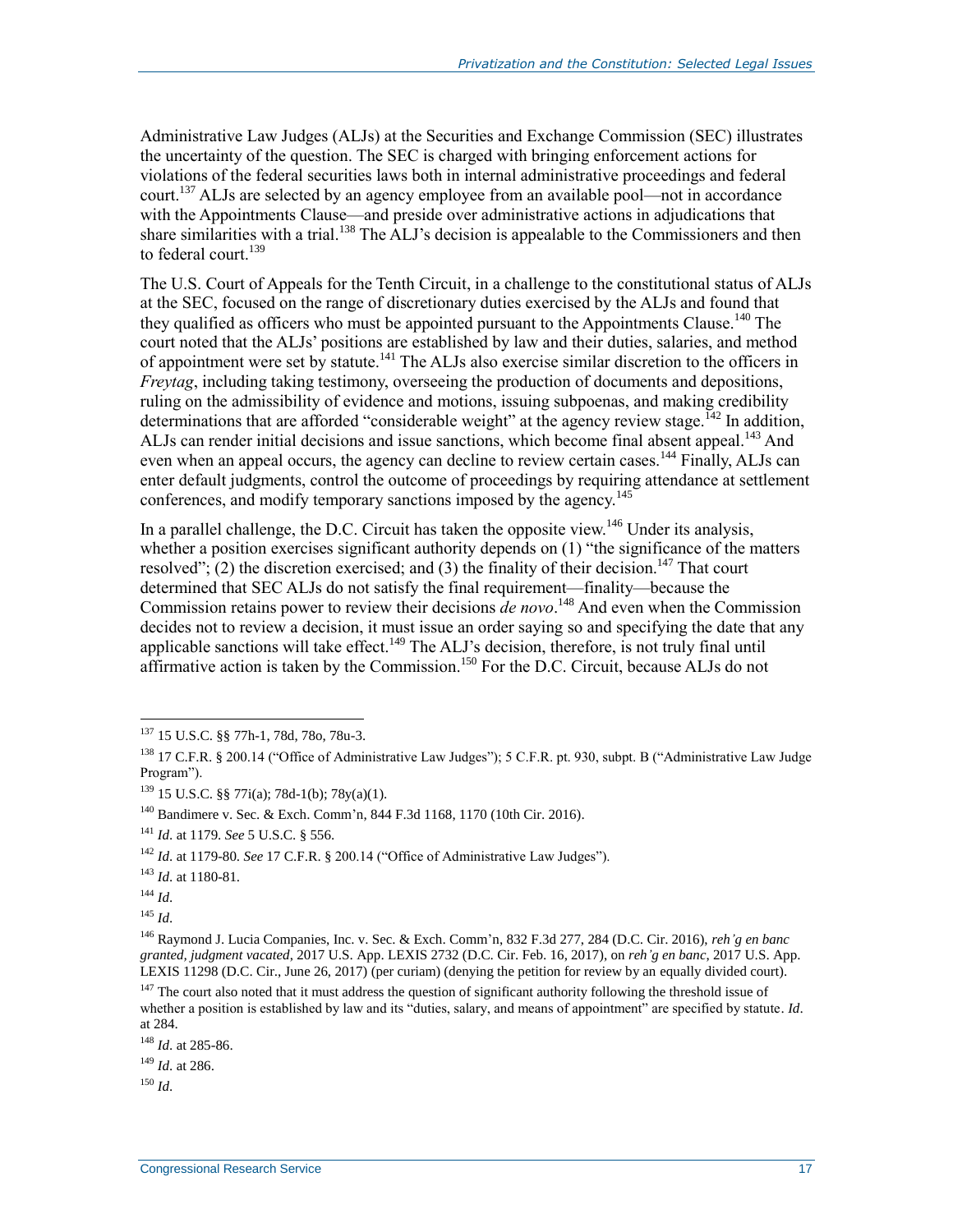Administrative Law Judges (ALJs) at the Securities and Exchange Commission (SEC) illustrates the uncertainty of the question. The SEC is charged with bringing enforcement actions for violations of the federal securities laws both in internal administrative proceedings and federal court.[137] ALJs are selected by an agency employee from an available pool—not in accordance with the Appointments Clause—and preside over administrative actions in adjudications that share similarities with a trial.[138] The ALJ's decision is appealable to the Commissioners and then to federal court.[139]

The U.S. Court of Appeals for the Tenth Circuit, in a challenge to the constitutional status of ALJs at the SEC, focused on the range of discretionary duties exercised by the ALJs and found that they qualified as officers who must be appointed pursuant to the Appointments Clause.[140] The court noted that the ALJs' positions are established by law and their duties, salaries, and method of appointment were set by statute.[141] The ALJs also exercise similar discretion to the officers in *Freytag*, including taking testimony, overseeing the production of documents and depositions, ruling on the admissibility of evidence and motions, issuing subpoenas, and making credibility determinations that are afforded "considerable weight" at the agency review stage.[142] In addition, ALJs can render initial decisions and issue sanctions, which become final absent appeal.[143] And even when an appeal occurs, the agency can decline to review certain cases.[144] Finally, ALJs can enter default judgments, control the outcome of proceedings by requiring attendance at settlement conferences, and modify temporary sanctions imposed by the agency.[145]

In a parallel challenge, the D.C. Circuit has taken the opposite view.[146] Under its analysis, whether a position exercises significant authority depends on (1) "the significance of the matters resolved"; (2) the discretion exercised; and (3) the finality of their decision.[147] That court determined that SEC ALJs do not satisfy the final requirement—finality—because the Commission retains power to review their decisions *de novo*.[148] And even when the Commission decides not to review a decision, it must issue an order saying so and specifying the date that any applicable sanctions will take effect.[149] The ALJ's decision, therefore, is not truly final until affirmative action is taken by the Commission.[150] For the D.C. Circuit, because ALJs do not

---

[137] 15 U.S.C. §§ 77h-1, 78d, 78o, 78u-3.

[138] 17 C.F.R. § 200.14 ("Office of Administrative Law Judges"); 5 C.F.R. pt. 930, subpt. B ("Administrative Law Judge Program").

[139] 15 U.S.C. §§ 77i(a); 78d-1(b); 78y(a)(1).

[140] Bandimere v. Sec. & Exch. Comm'n, 844 F.3d 1168, 1170 (10th Cir. 2016).

[141] *Id*. at 1179. *See* 5 U.S.C. § 556.

[142] *Id*. at 1179-80. *See* 17 C.F.R. § 200.14 ("Office of Administrative Law Judges").

[143] *Id*. at 1180-81.

[144] *Id*.

[145] *Id*.

[146] Raymond J. Lucia Companies, Inc. v. Sec. & Exch. Comm'n, 832 F.3d 277, 284 (D.C. Cir. 2016), *reh'g en banc granted, judgment vacated*, 2017 U.S. App. LEXIS 2732 (D.C. Cir. Feb. 16, 2017), on *reh'g en banc*, 2017 U.S. App. LEXIS 11298 (D.C. Cir., June 26, 2017) (per curiam) (denying the petition for review by an equally divided court).

[147] The court also noted that it must address the question of significant authority following the threshold issue of whether a position is established by law and its "duties, salary, and means of appointment" are specified by statute. *Id*. at 284.

[148] *Id*. at 285-86.

[149] *Id*. at 286.

[150] *Id*.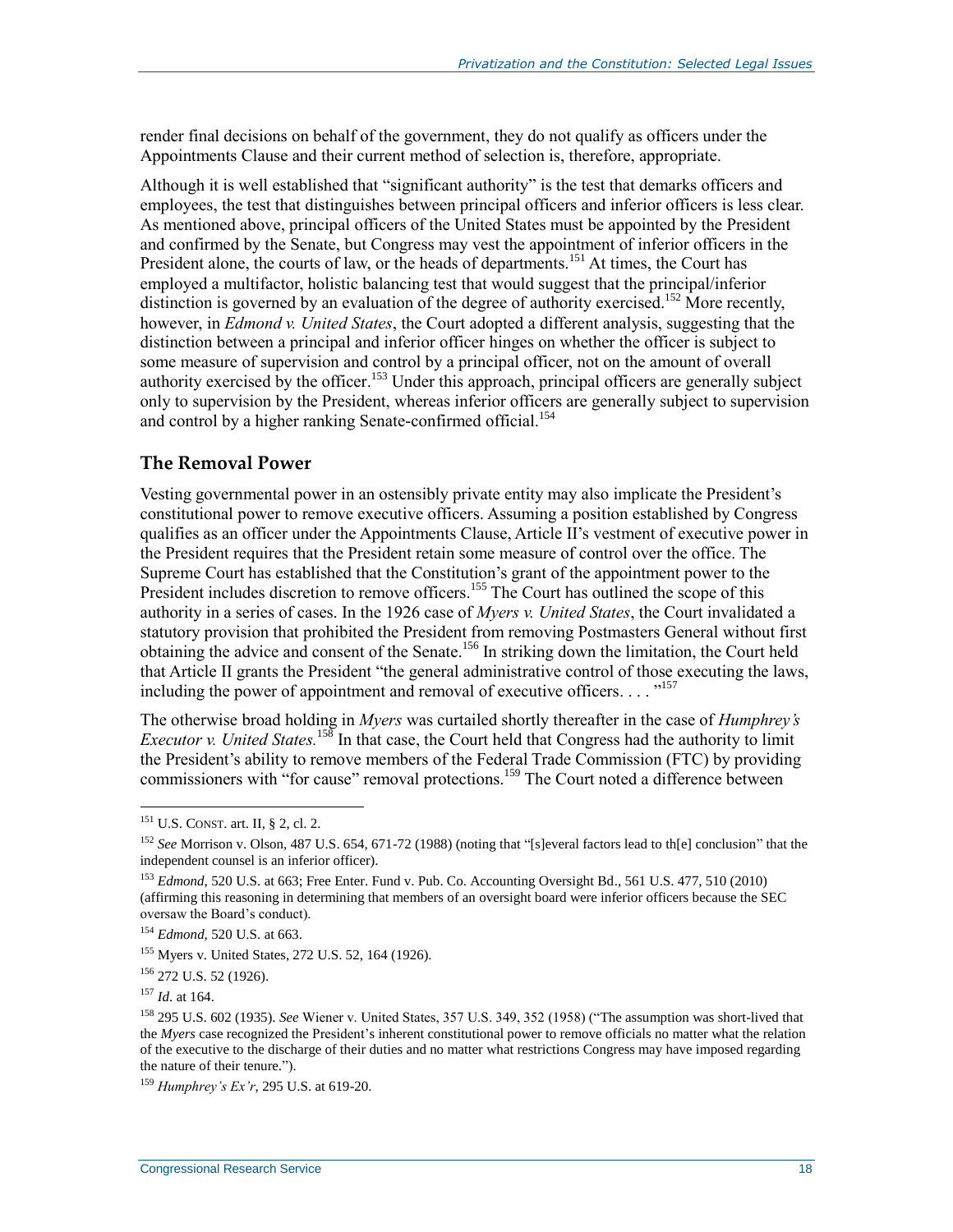render final decisions on behalf of the government, they do not qualify as officers under the Appointments Clause and their current method of selection is, therefore, appropriate.

Although it is well established that "significant authority" is the test that demarks officers and employees, the test that distinguishes between principal officers and inferior officers is less clear. As mentioned above, principal officers of the United States must be appointed by the President and confirmed by the Senate, but Congress may vest the appointment of inferior officers in the President alone, the courts of law, or the heads of departments.[151] At times, the Court has employed a multifactor, holistic balancing test that would suggest that the principal/inferior distinction is governed by an evaluation of the degree of authority exercised.[152] More recently, however, in *Edmond v. United States*, the Court adopted a different analysis, suggesting that the distinction between a principal and inferior officer hinges on whether the officer is subject to some measure of supervision and control by a principal officer, not on the amount of overall authority exercised by the officer.[153] Under this approach, principal officers are generally subject only to supervision by the President, whereas inferior officers are generally subject to supervision and control by a higher ranking Senate-confirmed official.[154]

## The Removal Power

Vesting governmental power in an ostensibly private entity may also implicate the President's constitutional power to remove executive officers. Assuming a position established by Congress qualifies as an officer under the Appointments Clause, Article II's vestment of executive power in the President requires that the President retain some measure of control over the office. The Supreme Court has established that the Constitution's grant of the appointment power to the President includes discretion to remove officers.[155] The Court has outlined the scope of this authority in a series of cases. In the 1926 case of *Myers v. United States*, the Court invalidated a statutory provision that prohibited the President from removing Postmasters General without first obtaining the advice and consent of the Senate.[156] In striking down the limitation, the Court held that Article II grants the President "the general administrative control of those executing the laws, including the power of appointment and removal of executive officers. . . ."[157]

The otherwise broad holding in *Myers* was curtailed shortly thereafter in the case of *Humphrey's Executor v. United States.*[158] In that case, the Court held that Congress had the authority to limit the President's ability to remove members of the Federal Trade Commission (FTC) by providing commissioners with "for cause" removal protections.[159] The Court noted a difference between

---

[151] U.S. CONST. art. II, § 2, cl. 2.

[152] *See* Morrison v. Olson, 487 U.S. 654, 671-72 (1988) (noting that "[s]everal factors lead to th[e] conclusion" that the independent counsel is an inferior officer).

[153] *Edmond*, 520 U.S. at 663; Free Enter. Fund v. Pub. Co. Accounting Oversight Bd., 561 U.S. 477, 510 (2010) (affirming this reasoning in determining that members of an oversight board were inferior officers because the SEC oversaw the Board's conduct).

[154] *Edmond*, 520 U.S. at 663.

[155] Myers v. United States, 272 U.S. 52, 164 (1926).

[156] 272 U.S. 52 (1926).

[157] *Id*. at 164.

[158] 295 U.S. 602 (1935). *See* Wiener v. United States, 357 U.S. 349, 352 (1958) ("The assumption was short-lived that the *Myers* case recognized the President's inherent constitutional power to remove officials no matter what the relation of the executive to the discharge of their duties and no matter what restrictions Congress may have imposed regarding the nature of their tenure.").

[159] *Humphrey's Ex'r*, 295 U.S. at 619-20.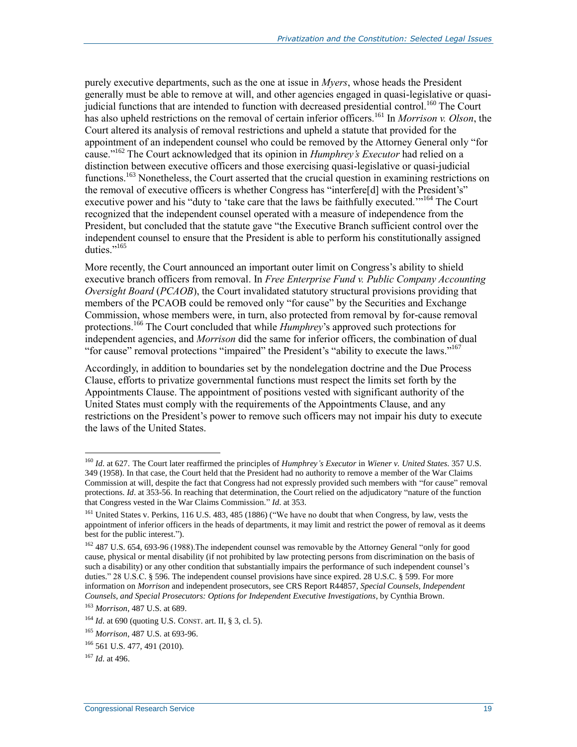purely executive departments, such as the one at issue in *Myers*, whose heads the President generally must be able to remove at will, and other agencies engaged in quasi-legislative or quasi-judicial functions that are intended to function with decreased presidential control.[160] The Court has also upheld restrictions on the removal of certain inferior officers.[161] In *Morrison v. Olson*, the Court altered its analysis of removal restrictions and upheld a statute that provided for the appointment of an independent counsel who could be removed by the Attorney General only "for cause."[162] The Court acknowledged that its opinion in *Humphrey's Executor* had relied on a distinction between executive officers and those exercising quasi-legislative or quasi-judicial functions.[163] Nonetheless, the Court asserted that the crucial question in examining restrictions on the removal of executive officers is whether Congress has "interfere[d] with the President's" executive power and his "duty to 'take care that the laws be faithfully executed.'"[164] The Court recognized that the independent counsel operated with a measure of independence from the President, but concluded that the statute gave "the Executive Branch sufficient control over the independent counsel to ensure that the President is able to perform his constitutionally assigned duties."[165]

More recently, the Court announced an important outer limit on Congress's ability to shield executive branch officers from removal. In *Free Enterprise Fund v. Public Company Accounting Oversight Board* (*PCAOB*), the Court invalidated statutory structural provisions providing that members of the PCAOB could be removed only "for cause" by the Securities and Exchange Commission, whose members were, in turn, also protected from removal by for-cause removal protections.[166] The Court concluded that while *Humphrey*'s approved such protections for independent agencies, and *Morrison* did the same for inferior officers, the combination of dual "for cause" removal protections "impaired" the President's "ability to execute the laws."[167]

Accordingly, in addition to boundaries set by the nondelegation doctrine and the Due Process Clause, efforts to privatize governmental functions must respect the limits set forth by the Appointments Clause. The appointment of positions vested with significant authority of the United States must comply with the requirements of the Appointments Clause, and any restrictions on the President's power to remove such officers may not impair his duty to execute the laws of the United States.

---

[160] *Id*. at 627. The Court later reaffirmed the principles of *Humphrey's Executor* in *Wiener v. United States*. 357 U.S. 349 (1958). In that case, the Court held that the President had no authority to remove a member of the War Claims Commission at will, despite the fact that Congress had not expressly provided such members with "for cause" removal protections. *Id*. at 353-56. In reaching that determination, the Court relied on the adjudicatory "nature of the function that Congress vested in the War Claims Commission." *Id*. at 353.

[161] United States v. Perkins, 116 U.S. 483, 485 (1886) ("We have no doubt that when Congress, by law, vests the appointment of inferior officers in the heads of departments, it may limit and restrict the power of removal as it deems best for the public interest.").

[162] 487 U.S. 654, 693-96 (1988).The independent counsel was removable by the Attorney General "only for good cause, physical or mental disability (if not prohibited by law protecting persons from discrimination on the basis of such a disability) or any other condition that substantially impairs the performance of such independent counsel's duties." 28 U.S.C. § 596. The independent counsel provisions have since expired. 28 U.S.C. § 599. For more information on *Morrison* and independent prosecutors, see CRS Report R44857, *Special Counsels, Independent Counsels, and Special Prosecutors: Options for Independent Executive Investigations*, by Cynthia Brown.

[163] *Morrison*, 487 U.S. at 689.

[164] *Id*. at 690 (quoting U.S. CONST. art. II, § 3, cl. 5).

[165] *Morrison*, 487 U.S. at 693-96.

[166] 561 U.S. 477, 491 (2010).

[167] *Id*. at 496.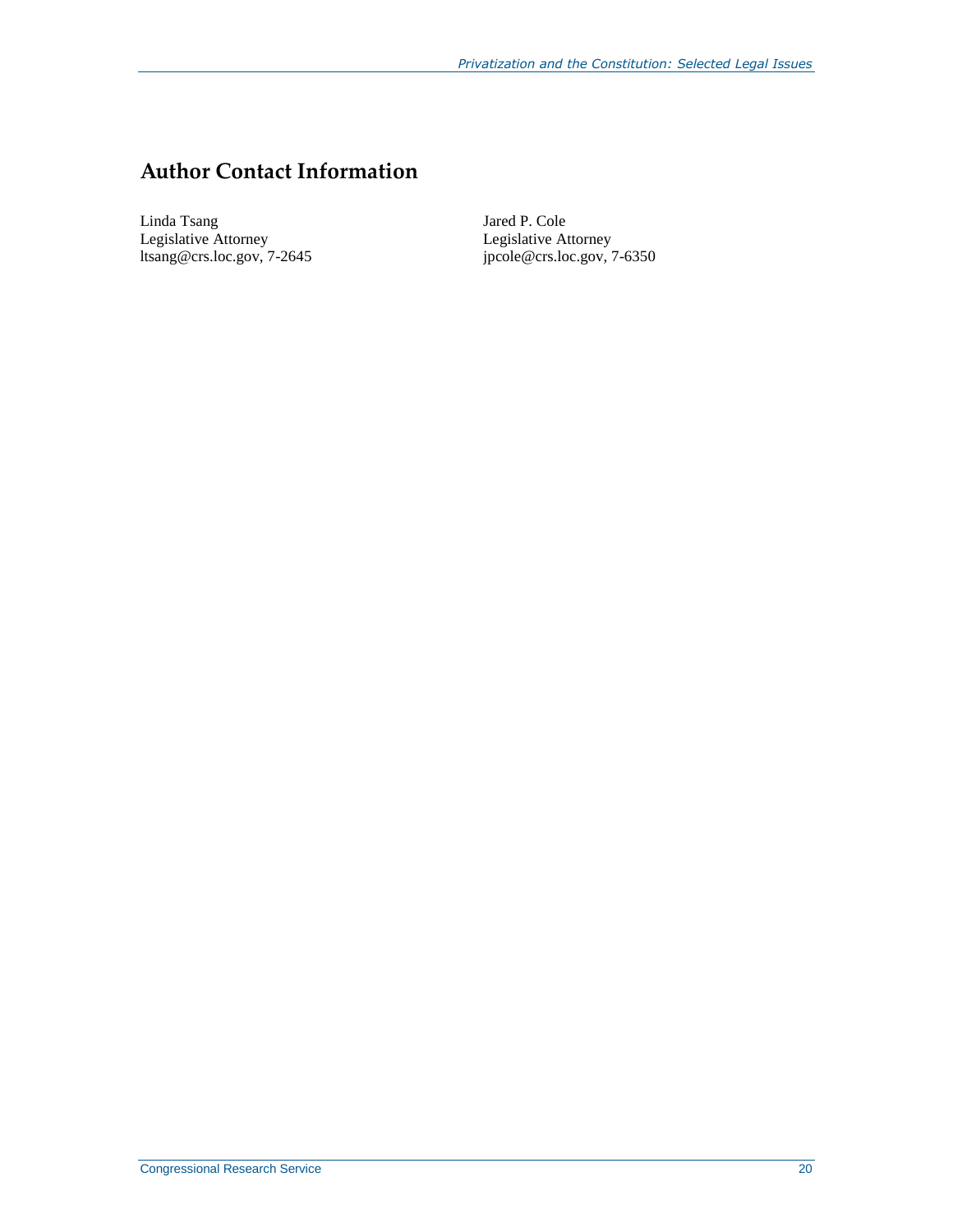## Author Contact Information

Linda Tsang
Legislative Attorney
ltsang@crs.loc.gov, 7-2645

Jared P. Cole
Legislative Attorney
jpcole@crs.loc.gov, 7-6350